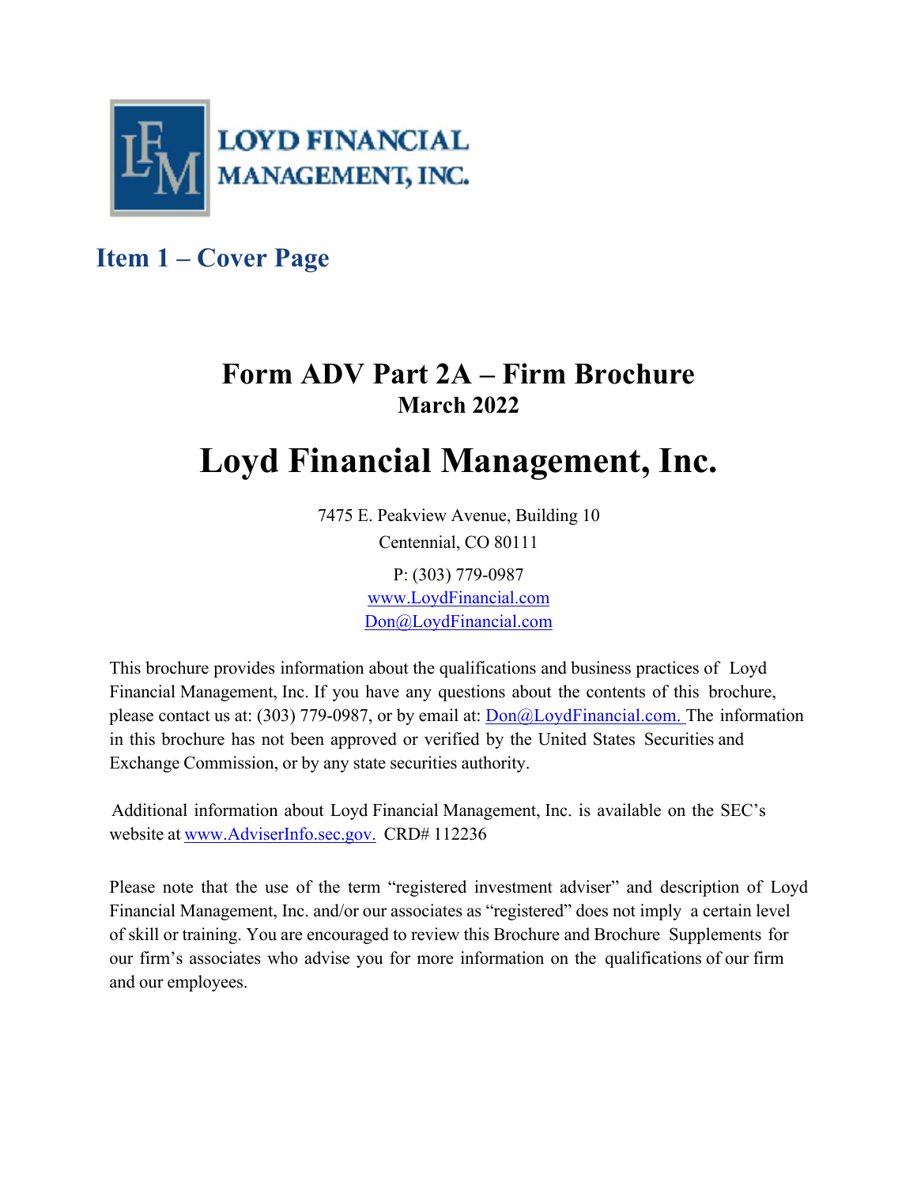LOYD FINANCIAL MANAGEMENT, INC.

## Item 1 – Cover Page

# Form ADV Part 2A – Firm Brochure

**March 2022**

# Loyd Financial Management, Inc.

7475 E. Peakview Avenue, Building 10
Centennial, CO 80111

P: (303) 779-0987
www.LoydFinancial.com
Don@LoydFinancial.com

This brochure provides information about the qualifications and business practices of Loyd Financial Management, Inc. If you have any questions about the contents of this brochure, please contact us at: (303) 779-0987, or by email at: Don@LoydFinancial.com. The information in this brochure has not been approved or verified by the United States Securities and Exchange Commission, or by any state securities authority.

Additional information about Loyd Financial Management, Inc. is available on the SEC's website at www.AdviserInfo.sec.gov. CRD# 112236

Please note that the use of the term "registered investment adviser" and description of Loyd Financial Management, Inc. and/or our associates as "registered" does not imply a certain level of skill or training. You are encouraged to review this Brochure and Brochure Supplements for our firm's associates who advise you for more information on the qualifications of our firm and our employees.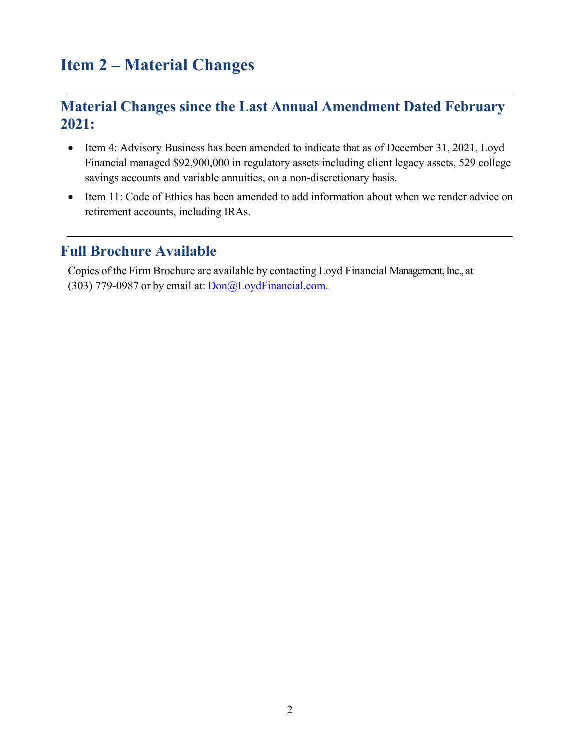# Item 2 – Material Changes

---

## Material Changes since the Last Annual Amendment Dated February 2021:

- Item 4: Advisory Business has been amended to indicate that as of December 31, 2021, Loyd Financial managed $92,900,000 in regulatory assets including client legacy assets, 529 college savings accounts and variable annuities, on a non-discretionary basis.
- Item 11: Code of Ethics has been amended to add information about when we render advice on retirement accounts, including IRAs.

---

## Full Brochure Available

Copies of the Firm Brochure are available by contacting Loyd Financial Management, Inc., at (303) 779-0987 or by email at: Don@LoydFinancial.com.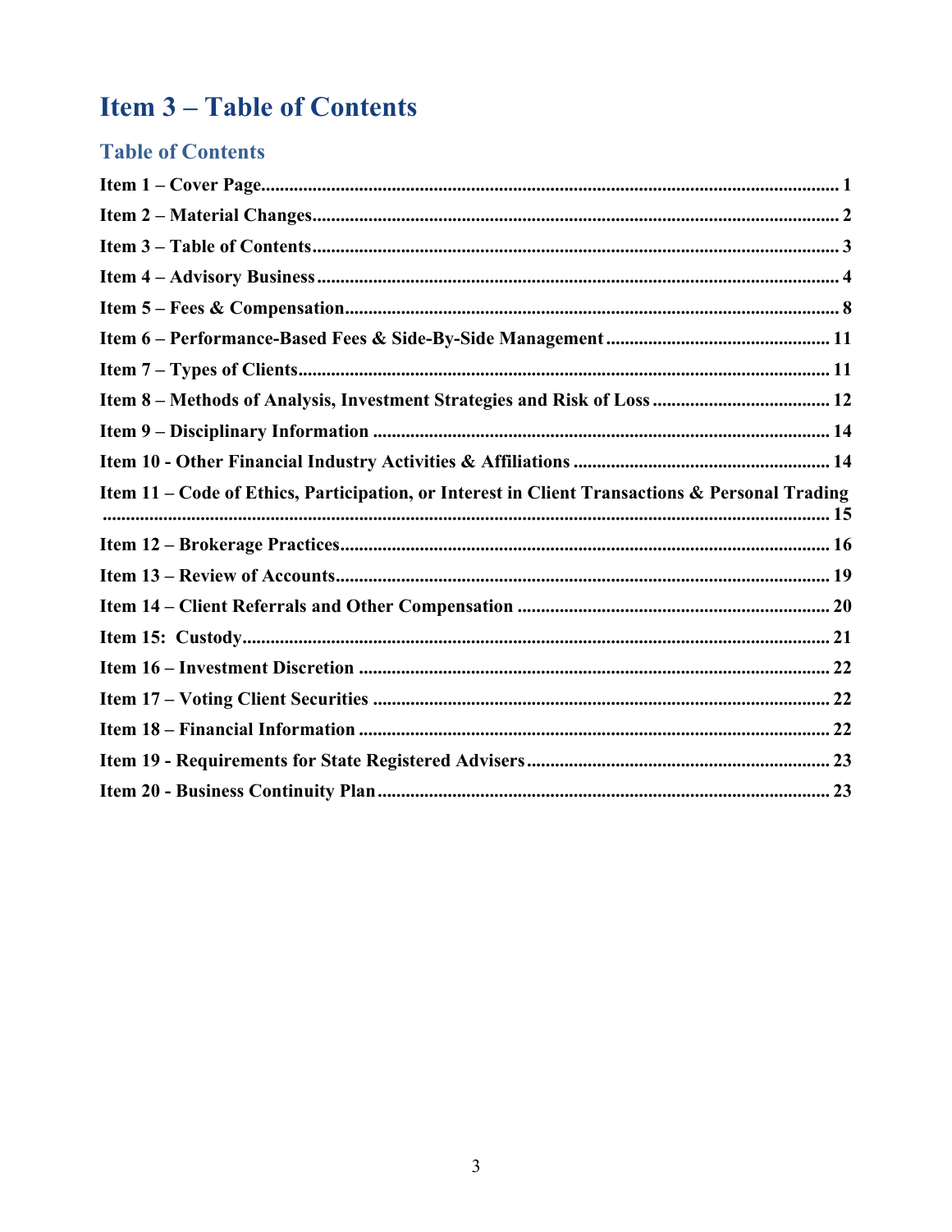# Item 3 – Table of Contents

## Table of Contents

**Item 1 – Cover Page** .......... 1

**Item 2 – Material Changes** .......... 2

**Item 3 – Table of Contents** .......... 3

**Item 4 – Advisory Business** .......... 4

**Item 5 – Fees & Compensation** .......... 8

**Item 6 – Performance-Based Fees & Side-By-Side Management** .......... 11

**Item 7 – Types of Clients** .......... 11

**Item 8 – Methods of Analysis, Investment Strategies and Risk of Loss** .......... 12

**Item 9 – Disciplinary Information** .......... 14

**Item 10 - Other Financial Industry Activities & Affiliations** .......... 14

**Item 11 – Code of Ethics, Participation, or Interest in Client Transactions & Personal Trading** .......... 15

**Item 12 – Brokerage Practices** .......... 16

**Item 13 – Review of Accounts** .......... 19

**Item 14 – Client Referrals and Other Compensation** .......... 20

**Item 15: Custody** .......... 21

**Item 16 – Investment Discretion** .......... 22

**Item 17 – Voting Client Securities** .......... 22

**Item 18 – Financial Information** .......... 22

**Item 19 - Requirements for State Registered Advisers** .......... 23

**Item 20 - Business Continuity Plan** .......... 23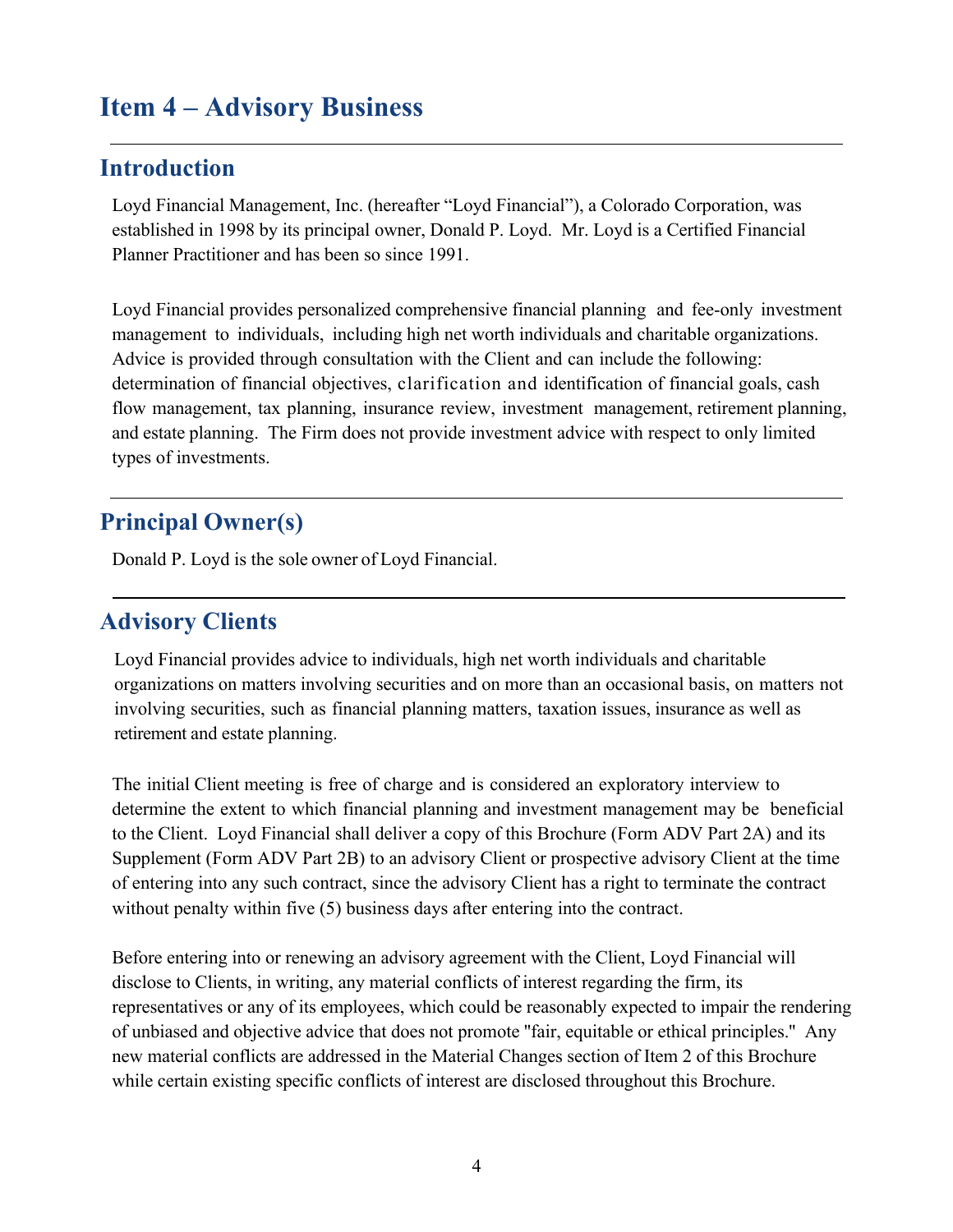# Item 4 – Advisory Business

## Introduction

Loyd Financial Management, Inc. (hereafter "Loyd Financial"), a Colorado Corporation, was established in 1998 by its principal owner, Donald P. Loyd. Mr. Loyd is a Certified Financial Planner Practitioner and has been so since 1991.

Loyd Financial provides personalized comprehensive financial planning and fee-only investment management to individuals, including high net worth individuals and charitable organizations. Advice is provided through consultation with the Client and can include the following: determination of financial objectives, clarification and identification of financial goals, cash flow management, tax planning, insurance review, investment management, retirement planning, and estate planning. The Firm does not provide investment advice with respect to only limited types of investments.

## Principal Owner(s)

Donald P. Loyd is the sole owner of Loyd Financial.

## Advisory Clients

Loyd Financial provides advice to individuals, high net worth individuals and charitable organizations on matters involving securities and on more than an occasional basis, on matters not involving securities, such as financial planning matters, taxation issues, insurance as well as retirement and estate planning.

The initial Client meeting is free of charge and is considered an exploratory interview to determine the extent to which financial planning and investment management may be beneficial to the Client. Loyd Financial shall deliver a copy of this Brochure (Form ADV Part 2A) and its Supplement (Form ADV Part 2B) to an advisory Client or prospective advisory Client at the time of entering into any such contract, since the advisory Client has a right to terminate the contract without penalty within five (5) business days after entering into the contract.

Before entering into or renewing an advisory agreement with the Client, Loyd Financial will disclose to Clients, in writing, any material conflicts of interest regarding the firm, its representatives or any of its employees, which could be reasonably expected to impair the rendering of unbiased and objective advice that does not promote "fair, equitable or ethical principles." Any new material conflicts are addressed in the Material Changes section of Item 2 of this Brochure while certain existing specific conflicts of interest are disclosed throughout this Brochure.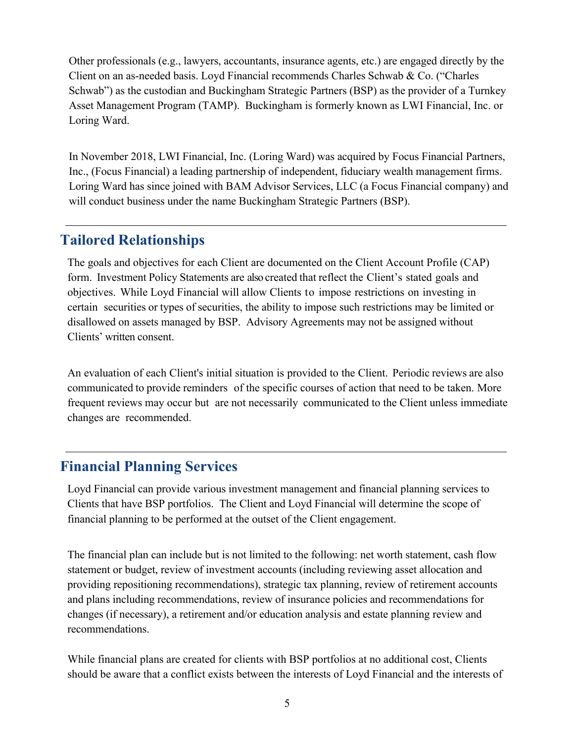Other professionals (e.g., lawyers, accountants, insurance agents, etc.) are engaged directly by the Client on an as-needed basis. Loyd Financial recommends Charles Schwab & Co. ("Charles Schwab") as the custodian and Buckingham Strategic Partners (BSP) as the provider of a Turnkey Asset Management Program (TAMP). Buckingham is formerly known as LWI Financial, Inc. or Loring Ward.

In November 2018, LWI Financial, Inc. (Loring Ward) was acquired by Focus Financial Partners, Inc., (Focus Financial) a leading partnership of independent, fiduciary wealth management firms. Loring Ward has since joined with BAM Advisor Services, LLC (a Focus Financial company) and will conduct business under the name Buckingham Strategic Partners (BSP).

## Tailored Relationships

The goals and objectives for each Client are documented on the Client Account Profile (CAP) form. Investment Policy Statements are also created that reflect the Client's stated goals and objectives. While Loyd Financial will allow Clients to impose restrictions on investing in certain securities or types of securities, the ability to impose such restrictions may be limited or disallowed on assets managed by BSP. Advisory Agreements may not be assigned without Clients' written consent.

An evaluation of each Client's initial situation is provided to the Client. Periodic reviews are also communicated to provide reminders of the specific courses of action that need to be taken. More frequent reviews may occur but are not necessarily communicated to the Client unless immediate changes are recommended.

## Financial Planning Services

Loyd Financial can provide various investment management and financial planning services to Clients that have BSP portfolios. The Client and Loyd Financial will determine the scope of financial planning to be performed at the outset of the Client engagement.

The financial plan can include but is not limited to the following: net worth statement, cash flow statement or budget, review of investment accounts (including reviewing asset allocation and providing repositioning recommendations), strategic tax planning, review of retirement accounts and plans including recommendations, review of insurance policies and recommendations for changes (if necessary), a retirement and/or education analysis and estate planning review and recommendations.

While financial plans are created for clients with BSP portfolios at no additional cost, Clients should be aware that a conflict exists between the interests of Loyd Financial and the interests of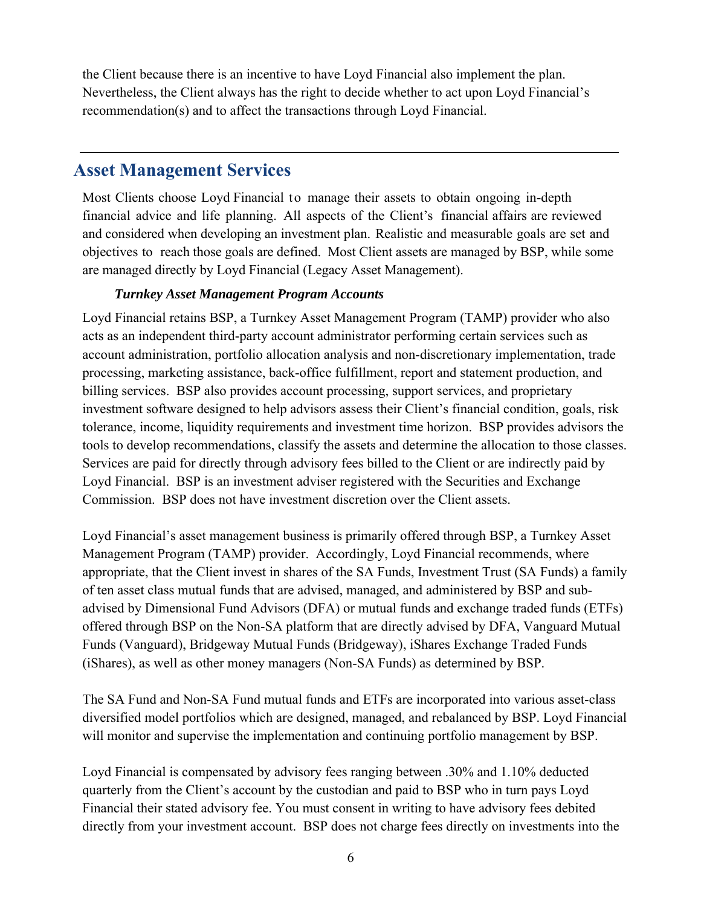the Client because there is an incentive to have Loyd Financial also implement the plan. Nevertheless, the Client always has the right to decide whether to act upon Loyd Financial's recommendation(s) and to affect the transactions through Loyd Financial.

---

## Asset Management Services

Most Clients choose Loyd Financial to manage their assets to obtain ongoing in-depth financial advice and life planning. All aspects of the Client's financial affairs are reviewed and considered when developing an investment plan. Realistic and measurable goals are set and objectives to reach those goals are defined. Most Client assets are managed by BSP, while some are managed directly by Loyd Financial (Legacy Asset Management).

***Turnkey Asset Management Program Accounts***

Loyd Financial retains BSP, a Turnkey Asset Management Program (TAMP) provider who also acts as an independent third-party account administrator performing certain services such as account administration, portfolio allocation analysis and non-discretionary implementation, trade processing, marketing assistance, back-office fulfillment, report and statement production, and billing services. BSP also provides account processing, support services, and proprietary investment software designed to help advisors assess their Client's financial condition, goals, risk tolerance, income, liquidity requirements and investment time horizon. BSP provides advisors the tools to develop recommendations, classify the assets and determine the allocation to those classes. Services are paid for directly through advisory fees billed to the Client or are indirectly paid by Loyd Financial. BSP is an investment adviser registered with the Securities and Exchange Commission. BSP does not have investment discretion over the Client assets.

Loyd Financial's asset management business is primarily offered through BSP, a Turnkey Asset Management Program (TAMP) provider. Accordingly, Loyd Financial recommends, where appropriate, that the Client invest in shares of the SA Funds, Investment Trust (SA Funds) a family of ten asset class mutual funds that are advised, managed, and administered by BSP and sub-advised by Dimensional Fund Advisors (DFA) or mutual funds and exchange traded funds (ETFs) offered through BSP on the Non-SA platform that are directly advised by DFA, Vanguard Mutual Funds (Vanguard), Bridgeway Mutual Funds (Bridgeway), iShares Exchange Traded Funds (iShares), as well as other money managers (Non-SA Funds) as determined by BSP.

The SA Fund and Non-SA Fund mutual funds and ETFs are incorporated into various asset-class diversified model portfolios which are designed, managed, and rebalanced by BSP. Loyd Financial will monitor and supervise the implementation and continuing portfolio management by BSP.

Loyd Financial is compensated by advisory fees ranging between .30% and 1.10% deducted quarterly from the Client's account by the custodian and paid to BSP who in turn pays Loyd Financial their stated advisory fee. You must consent in writing to have advisory fees debited directly from your investment account. BSP does not charge fees directly on investments into the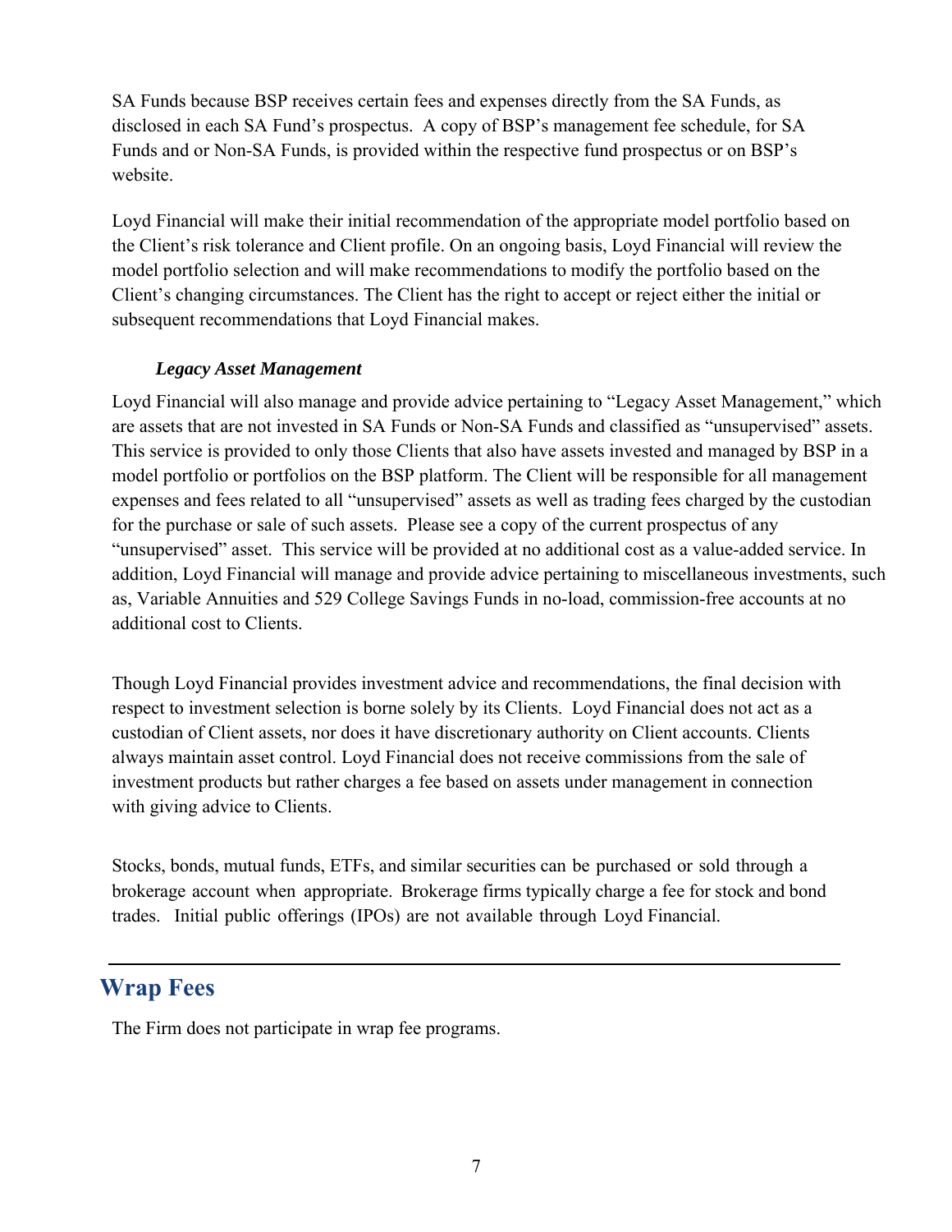SA Funds because BSP receives certain fees and expenses directly from the SA Funds, as disclosed in each SA Fund's prospectus. A copy of BSP's management fee schedule, for SA Funds and or Non-SA Funds, is provided within the respective fund prospectus or on BSP's website.

Loyd Financial will make their initial recommendation of the appropriate model portfolio based on the Client's risk tolerance and Client profile. On an ongoing basis, Loyd Financial will review the model portfolio selection and will make recommendations to modify the portfolio based on the Client's changing circumstances. The Client has the right to accept or reject either the initial or subsequent recommendations that Loyd Financial makes.

***Legacy Asset Management***

Loyd Financial will also manage and provide advice pertaining to "Legacy Asset Management," which are assets that are not invested in SA Funds or Non-SA Funds and classified as "unsupervised" assets. This service is provided to only those Clients that also have assets invested and managed by BSP in a model portfolio or portfolios on the BSP platform. The Client will be responsible for all management expenses and fees related to all "unsupervised" assets as well as trading fees charged by the custodian for the purchase or sale of such assets. Please see a copy of the current prospectus of any "unsupervised" asset. This service will be provided at no additional cost as a value-added service. In addition, Loyd Financial will manage and provide advice pertaining to miscellaneous investments, such as, Variable Annuities and 529 College Savings Funds in no-load, commission-free accounts at no additional cost to Clients.

Though Loyd Financial provides investment advice and recommendations, the final decision with respect to investment selection is borne solely by its Clients. Loyd Financial does not act as a custodian of Client assets, nor does it have discretionary authority on Client accounts. Clients always maintain asset control. Loyd Financial does not receive commissions from the sale of investment products but rather charges a fee based on assets under management in connection with giving advice to Clients.

Stocks, bonds, mutual funds, ETFs, and similar securities can be purchased or sold through a brokerage account when appropriate. Brokerage firms typically charge a fee for stock and bond trades. Initial public offerings (IPOs) are not available through Loyd Financial.

## Wrap Fees

The Firm does not participate in wrap fee programs.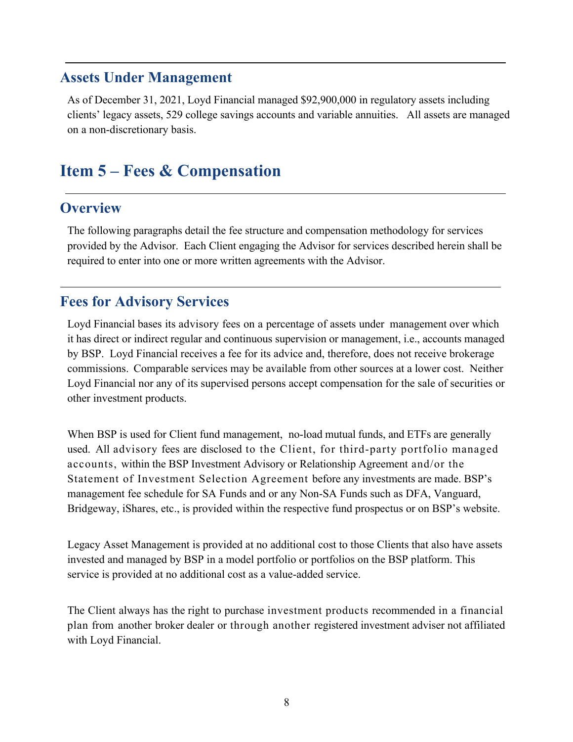## Assets Under Management

As of December 31, 2021, Loyd Financial managed $92,900,000 in regulatory assets including clients' legacy assets, 529 college savings accounts and variable annuities. All assets are managed on a non-discretionary basis.

# Item 5 – Fees & Compensation

## Overview

The following paragraphs detail the fee structure and compensation methodology for services provided by the Advisor. Each Client engaging the Advisor for services described herein shall be required to enter into one or more written agreements with the Advisor.

## Fees for Advisory Services

Loyd Financial bases its advisory fees on a percentage of assets under management over which it has direct or indirect regular and continuous supervision or management, i.e., accounts managed by BSP. Loyd Financial receives a fee for its advice and, therefore, does not receive brokerage commissions. Comparable services may be available from other sources at a lower cost. Neither Loyd Financial nor any of its supervised persons accept compensation for the sale of securities or other investment products.

When BSP is used for Client fund management, no-load mutual funds, and ETFs are generally used. All advisory fees are disclosed to the Client, for third-party portfolio managed accounts, within the BSP Investment Advisory or Relationship Agreement and/or the Statement of Investment Selection Agreement before any investments are made. BSP's management fee schedule for SA Funds and or any Non-SA Funds such as DFA, Vanguard, Bridgeway, iShares, etc., is provided within the respective fund prospectus or on BSP's website.

Legacy Asset Management is provided at no additional cost to those Clients that also have assets invested and managed by BSP in a model portfolio or portfolios on the BSP platform. This service is provided at no additional cost as a value-added service.

The Client always has the right to purchase investment products recommended in a financial plan from another broker dealer or through another registered investment adviser not affiliated with Loyd Financial.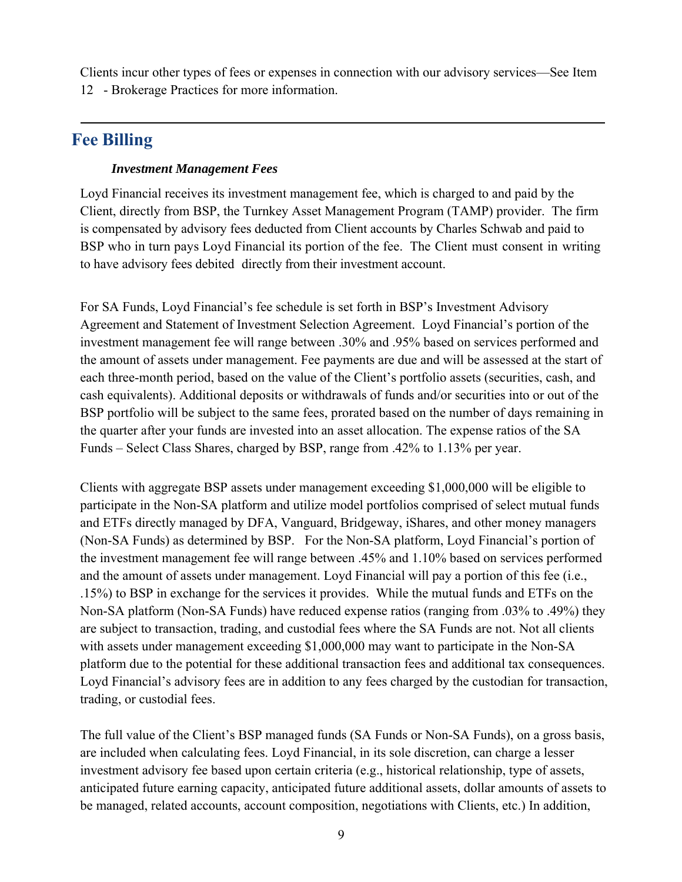Clients incur other types of fees or expenses in connection with our advisory services—See Item 12 - Brokerage Practices for more information.

---

## Fee Billing

### *Investment Management Fees*

Loyd Financial receives its investment management fee, which is charged to and paid by the Client, directly from BSP, the Turnkey Asset Management Program (TAMP) provider. The firm is compensated by advisory fees deducted from Client accounts by Charles Schwab and paid to BSP who in turn pays Loyd Financial its portion of the fee. The Client must consent in writing to have advisory fees debited directly from their investment account.

For SA Funds, Loyd Financial's fee schedule is set forth in BSP's Investment Advisory Agreement and Statement of Investment Selection Agreement. Loyd Financial's portion of the investment management fee will range between .30% and .95% based on services performed and the amount of assets under management. Fee payments are due and will be assessed at the start of each three-month period, based on the value of the Client's portfolio assets (securities, cash, and cash equivalents). Additional deposits or withdrawals of funds and/or securities into or out of the BSP portfolio will be subject to the same fees, prorated based on the number of days remaining in the quarter after your funds are invested into an asset allocation. The expense ratios of the SA Funds – Select Class Shares, charged by BSP, range from .42% to 1.13% per year.

Clients with aggregate BSP assets under management exceeding $1,000,000 will be eligible to participate in the Non-SA platform and utilize model portfolios comprised of select mutual funds and ETFs directly managed by DFA, Vanguard, Bridgeway, iShares, and other money managers (Non-SA Funds) as determined by BSP. For the Non-SA platform, Loyd Financial's portion of the investment management fee will range between .45% and 1.10% based on services performed and the amount of assets under management. Loyd Financial will pay a portion of this fee (i.e., .15%) to BSP in exchange for the services it provides. While the mutual funds and ETFs on the Non-SA platform (Non-SA Funds) have reduced expense ratios (ranging from .03% to .49%) they are subject to transaction, trading, and custodial fees where the SA Funds are not. Not all clients with assets under management exceeding $1,000,000 may want to participate in the Non-SA platform due to the potential for these additional transaction fees and additional tax consequences. Loyd Financial's advisory fees are in addition to any fees charged by the custodian for transaction, trading, or custodial fees.

The full value of the Client's BSP managed funds (SA Funds or Non-SA Funds), on a gross basis, are included when calculating fees. Loyd Financial, in its sole discretion, can charge a lesser investment advisory fee based upon certain criteria (e.g., historical relationship, type of assets, anticipated future earning capacity, anticipated future additional assets, dollar amounts of assets to be managed, related accounts, account composition, negotiations with Clients, etc.) In addition,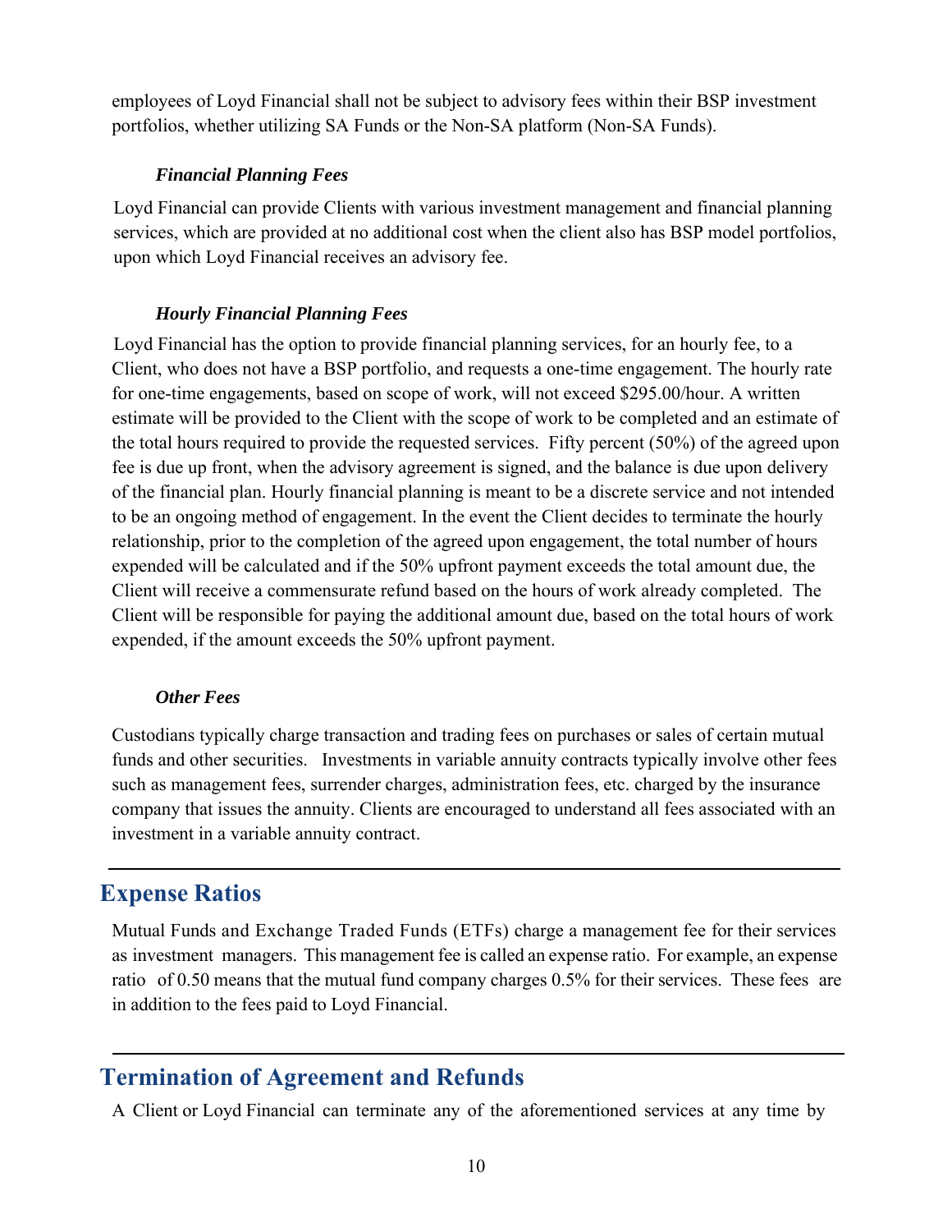employees of Loyd Financial shall not be subject to advisory fees within their BSP investment portfolios, whether utilizing SA Funds or the Non-SA platform (Non-SA Funds).

***Financial Planning Fees***

Loyd Financial can provide Clients with various investment management and financial planning services, which are provided at no additional cost when the client also has BSP model portfolios, upon which Loyd Financial receives an advisory fee.

***Hourly Financial Planning Fees***

Loyd Financial has the option to provide financial planning services, for an hourly fee, to a Client, who does not have a BSP portfolio, and requests a one-time engagement. The hourly rate for one-time engagements, based on scope of work, will not exceed $295.00/hour. A written estimate will be provided to the Client with the scope of work to be completed and an estimate of the total hours required to provide the requested services. Fifty percent (50%) of the agreed upon fee is due up front, when the advisory agreement is signed, and the balance is due upon delivery of the financial plan. Hourly financial planning is meant to be a discrete service and not intended to be an ongoing method of engagement. In the event the Client decides to terminate the hourly relationship, prior to the completion of the agreed upon engagement, the total number of hours expended will be calculated and if the 50% upfront payment exceeds the total amount due, the Client will receive a commensurate refund based on the hours of work already completed. The Client will be responsible for paying the additional amount due, based on the total hours of work expended, if the amount exceeds the 50% upfront payment.

***Other Fees***

Custodians typically charge transaction and trading fees on purchases or sales of certain mutual funds and other securities. Investments in variable annuity contracts typically involve other fees such as management fees, surrender charges, administration fees, etc. charged by the insurance company that issues the annuity. Clients are encouraged to understand all fees associated with an investment in a variable annuity contract.

## Expense Ratios

Mutual Funds and Exchange Traded Funds (ETFs) charge a management fee for their services as investment managers. This management fee is called an expense ratio. For example, an expense ratio of 0.50 means that the mutual fund company charges 0.5% for their services. These fees are in addition to the fees paid to Loyd Financial.

## Termination of Agreement and Refunds

A Client or Loyd Financial can terminate any of the aforementioned services at any time by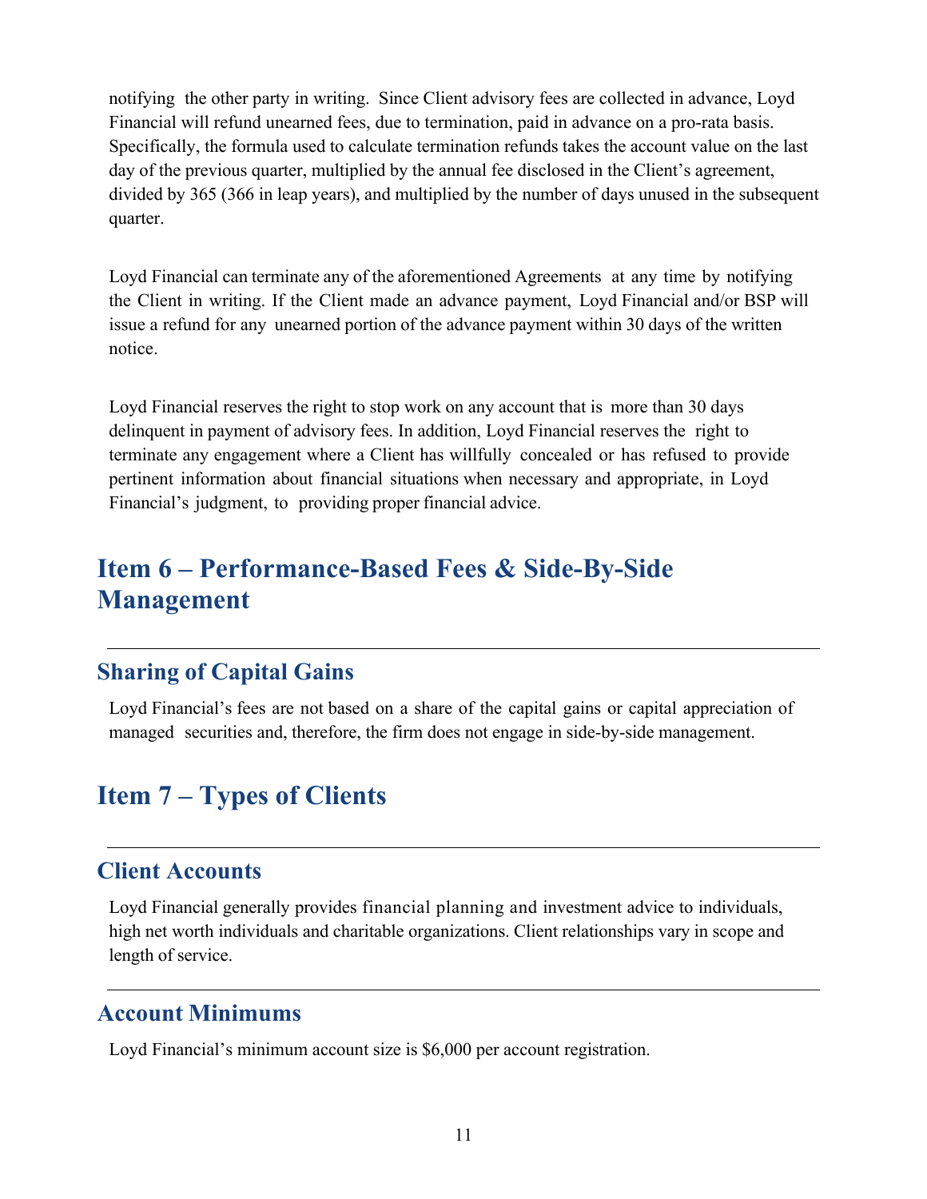notifying the other party in writing. Since Client advisory fees are collected in advance, Loyd Financial will refund unearned fees, due to termination, paid in advance on a pro-rata basis. Specifically, the formula used to calculate termination refunds takes the account value on the last day of the previous quarter, multiplied by the annual fee disclosed in the Client's agreement, divided by 365 (366 in leap years), and multiplied by the number of days unused in the subsequent quarter.

Loyd Financial can terminate any of the aforementioned Agreements at any time by notifying the Client in writing. If the Client made an advance payment, Loyd Financial and/or BSP will issue a refund for any unearned portion of the advance payment within 30 days of the written notice.

Loyd Financial reserves the right to stop work on any account that is more than 30 days delinquent in payment of advisory fees. In addition, Loyd Financial reserves the right to terminate any engagement where a Client has willfully concealed or has refused to provide pertinent information about financial situations when necessary and appropriate, in Loyd Financial's judgment, to providing proper financial advice.

# Item 6 – Performance-Based Fees & Side-By-Side Management

## Sharing of Capital Gains

Loyd Financial's fees are not based on a share of the capital gains or capital appreciation of managed securities and, therefore, the firm does not engage in side-by-side management.

# Item 7 – Types of Clients

## Client Accounts

Loyd Financial generally provides financial planning and investment advice to individuals, high net worth individuals and charitable organizations. Client relationships vary in scope and length of service.

## Account Minimums

Loyd Financial's minimum account size is $6,000 per account registration.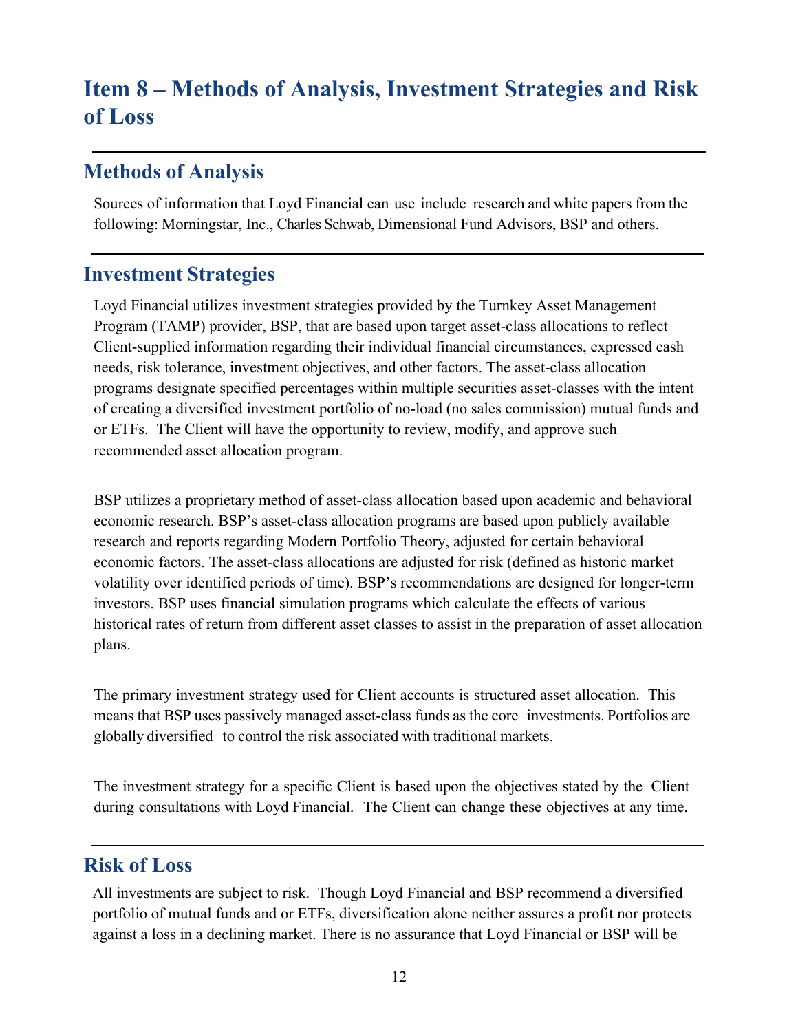# Item 8 – Methods of Analysis, Investment Strategies and Risk of Loss

## Methods of Analysis

Sources of information that Loyd Financial can use include research and white papers from the following: Morningstar, Inc., Charles Schwab, Dimensional Fund Advisors, BSP and others.

## Investment Strategies

Loyd Financial utilizes investment strategies provided by the Turnkey Asset Management Program (TAMP) provider, BSP, that are based upon target asset-class allocations to reflect Client-supplied information regarding their individual financial circumstances, expressed cash needs, risk tolerance, investment objectives, and other factors. The asset-class allocation programs designate specified percentages within multiple securities asset-classes with the intent of creating a diversified investment portfolio of no-load (no sales commission) mutual funds and or ETFs. The Client will have the opportunity to review, modify, and approve such recommended asset allocation program.

BSP utilizes a proprietary method of asset-class allocation based upon academic and behavioral economic research. BSP's asset-class allocation programs are based upon publicly available research and reports regarding Modern Portfolio Theory, adjusted for certain behavioral economic factors. The asset-class allocations are adjusted for risk (defined as historic market volatility over identified periods of time). BSP's recommendations are designed for longer-term investors. BSP uses financial simulation programs which calculate the effects of various historical rates of return from different asset classes to assist in the preparation of asset allocation plans.

The primary investment strategy used for Client accounts is structured asset allocation. This means that BSP uses passively managed asset-class funds as the core investments. Portfolios are globally diversified to control the risk associated with traditional markets.

The investment strategy for a specific Client is based upon the objectives stated by the Client during consultations with Loyd Financial. The Client can change these objectives at any time.

## Risk of Loss

All investments are subject to risk. Though Loyd Financial and BSP recommend a diversified portfolio of mutual funds and or ETFs, diversification alone neither assures a profit nor protects against a loss in a declining market. There is no assurance that Loyd Financial or BSP will be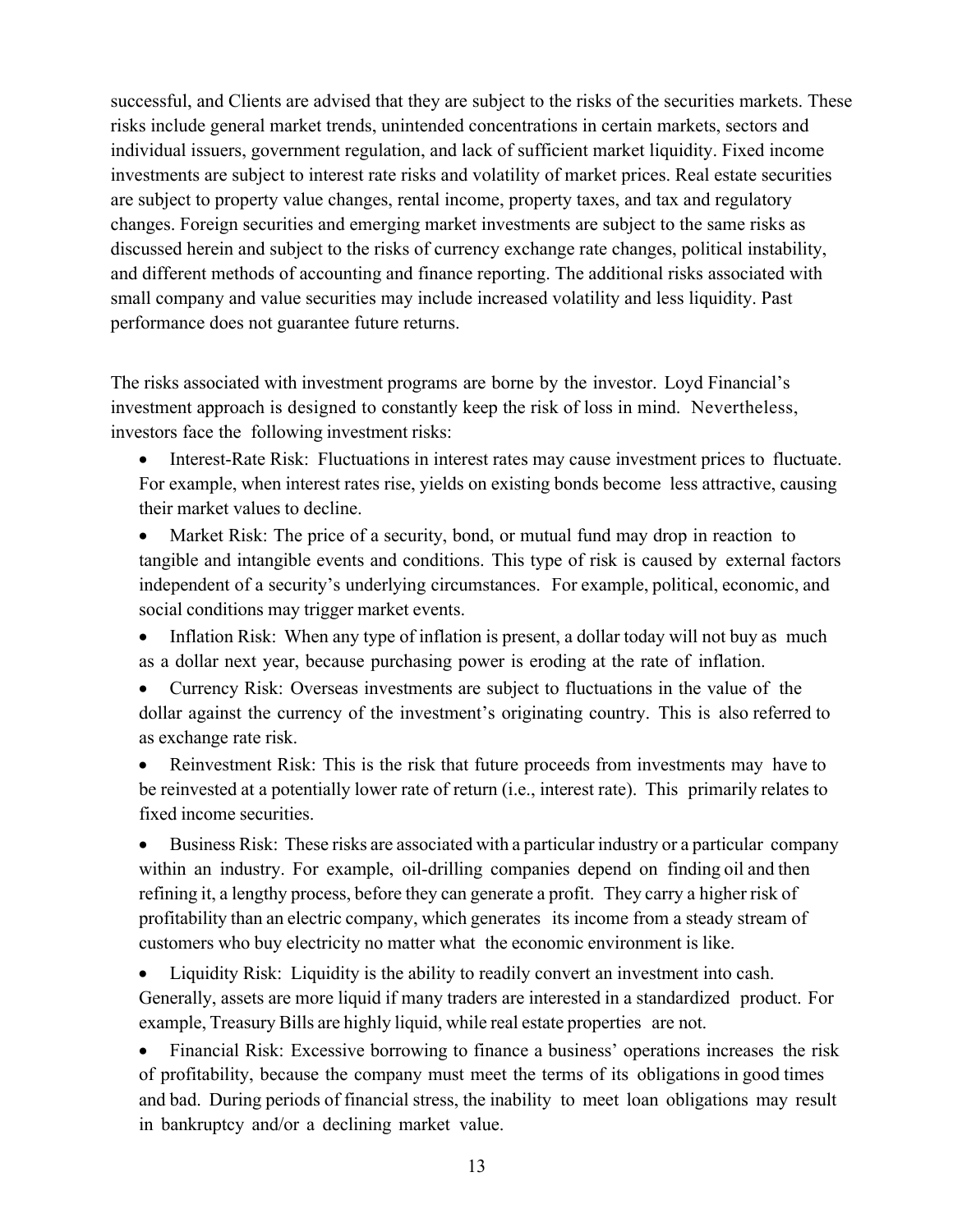successful, and Clients are advised that they are subject to the risks of the securities markets. These risks include general market trends, unintended concentrations in certain markets, sectors and individual issuers, government regulation, and lack of sufficient market liquidity. Fixed income investments are subject to interest rate risks and volatility of market prices. Real estate securities are subject to property value changes, rental income, property taxes, and tax and regulatory changes. Foreign securities and emerging market investments are subject to the same risks as discussed herein and subject to the risks of currency exchange rate changes, political instability, and different methods of accounting and finance reporting. The additional risks associated with small company and value securities may include increased volatility and less liquidity. Past performance does not guarantee future returns.

The risks associated with investment programs are borne by the investor. Loyd Financial's investment approach is designed to constantly keep the risk of loss in mind. Nevertheless, investors face the following investment risks:

- Interest-Rate Risk: Fluctuations in interest rates may cause investment prices to fluctuate. For example, when interest rates rise, yields on existing bonds become less attractive, causing their market values to decline.
- Market Risk: The price of a security, bond, or mutual fund may drop in reaction to tangible and intangible events and conditions. This type of risk is caused by external factors independent of a security's underlying circumstances. For example, political, economic, and social conditions may trigger market events.
- Inflation Risk: When any type of inflation is present, a dollar today will not buy as much as a dollar next year, because purchasing power is eroding at the rate of inflation.
- Currency Risk: Overseas investments are subject to fluctuations in the value of the dollar against the currency of the investment's originating country. This is also referred to as exchange rate risk.
- Reinvestment Risk: This is the risk that future proceeds from investments may have to be reinvested at a potentially lower rate of return (i.e., interest rate). This primarily relates to fixed income securities.
- Business Risk: These risks are associated with a particular industry or a particular company within an industry. For example, oil-drilling companies depend on finding oil and then refining it, a lengthy process, before they can generate a profit. They carry a higher risk of profitability than an electric company, which generates its income from a steady stream of customers who buy electricity no matter what the economic environment is like.
- Liquidity Risk: Liquidity is the ability to readily convert an investment into cash. Generally, assets are more liquid if many traders are interested in a standardized product. For example, Treasury Bills are highly liquid, while real estate properties are not.
- Financial Risk: Excessive borrowing to finance a business' operations increases the risk of profitability, because the company must meet the terms of its obligations in good times and bad. During periods of financial stress, the inability to meet loan obligations may result in bankruptcy and/or a declining market value.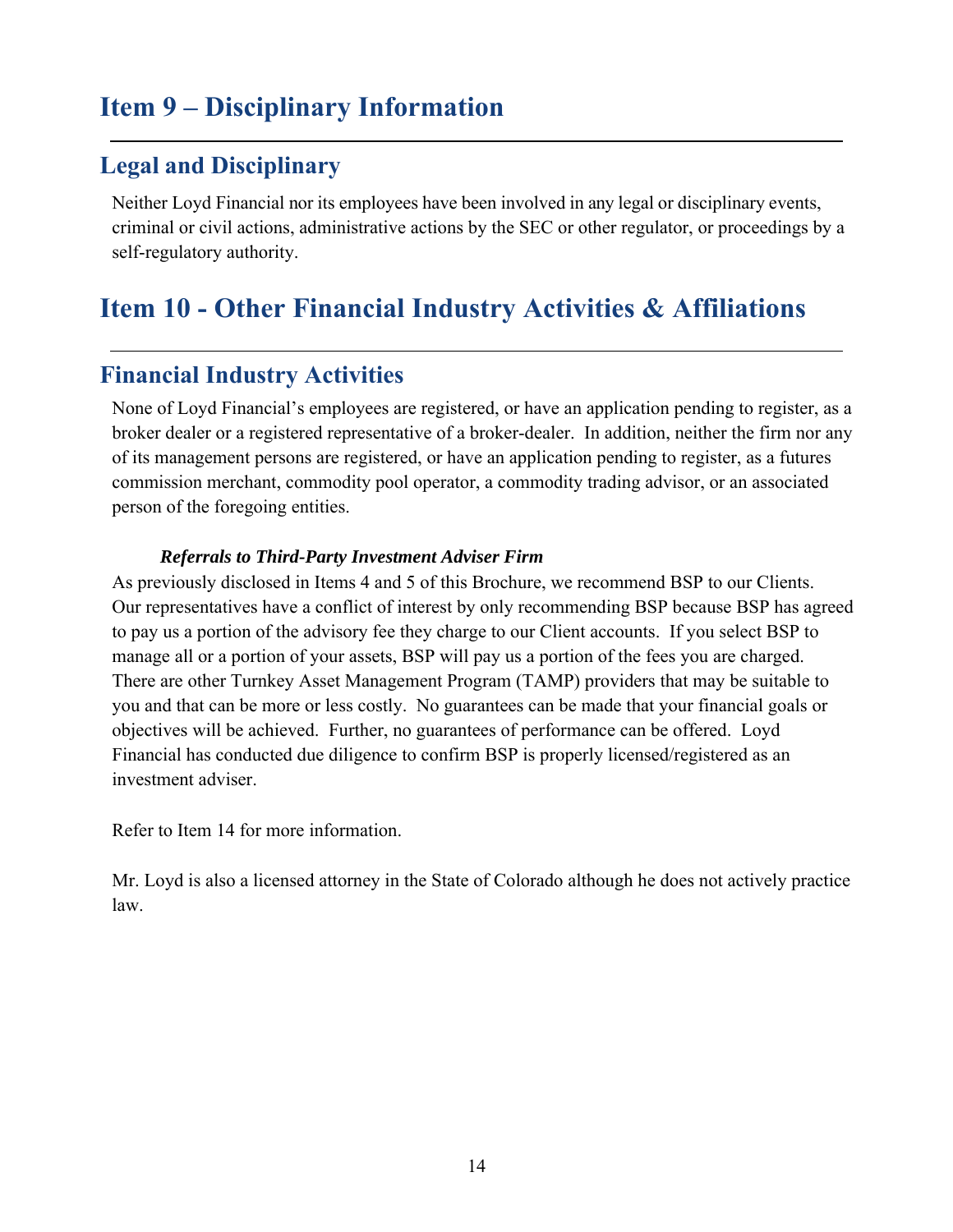# Item 9 – Disciplinary Information

## Legal and Disciplinary

Neither Loyd Financial nor its employees have been involved in any legal or disciplinary events, criminal or civil actions, administrative actions by the SEC or other regulator, or proceedings by a self-regulatory authority.

# Item 10 - Other Financial Industry Activities & Affiliations

## Financial Industry Activities

None of Loyd Financial's employees are registered, or have an application pending to register, as a broker dealer or a registered representative of a broker-dealer. In addition, neither the firm nor any of its management persons are registered, or have an application pending to register, as a futures commission merchant, commodity pool operator, a commodity trading advisor, or an associated person of the foregoing entities.

***Referrals to Third-Party Investment Adviser Firm***

As previously disclosed in Items 4 and 5 of this Brochure, we recommend BSP to our Clients. Our representatives have a conflict of interest by only recommending BSP because BSP has agreed to pay us a portion of the advisory fee they charge to our Client accounts. If you select BSP to manage all or a portion of your assets, BSP will pay us a portion of the fees you are charged. There are other Turnkey Asset Management Program (TAMP) providers that may be suitable to you and that can be more or less costly. No guarantees can be made that your financial goals or objectives will be achieved. Further, no guarantees of performance can be offered. Loyd Financial has conducted due diligence to confirm BSP is properly licensed/registered as an investment adviser.

Refer to Item 14 for more information.

Mr. Loyd is also a licensed attorney in the State of Colorado although he does not actively practice law.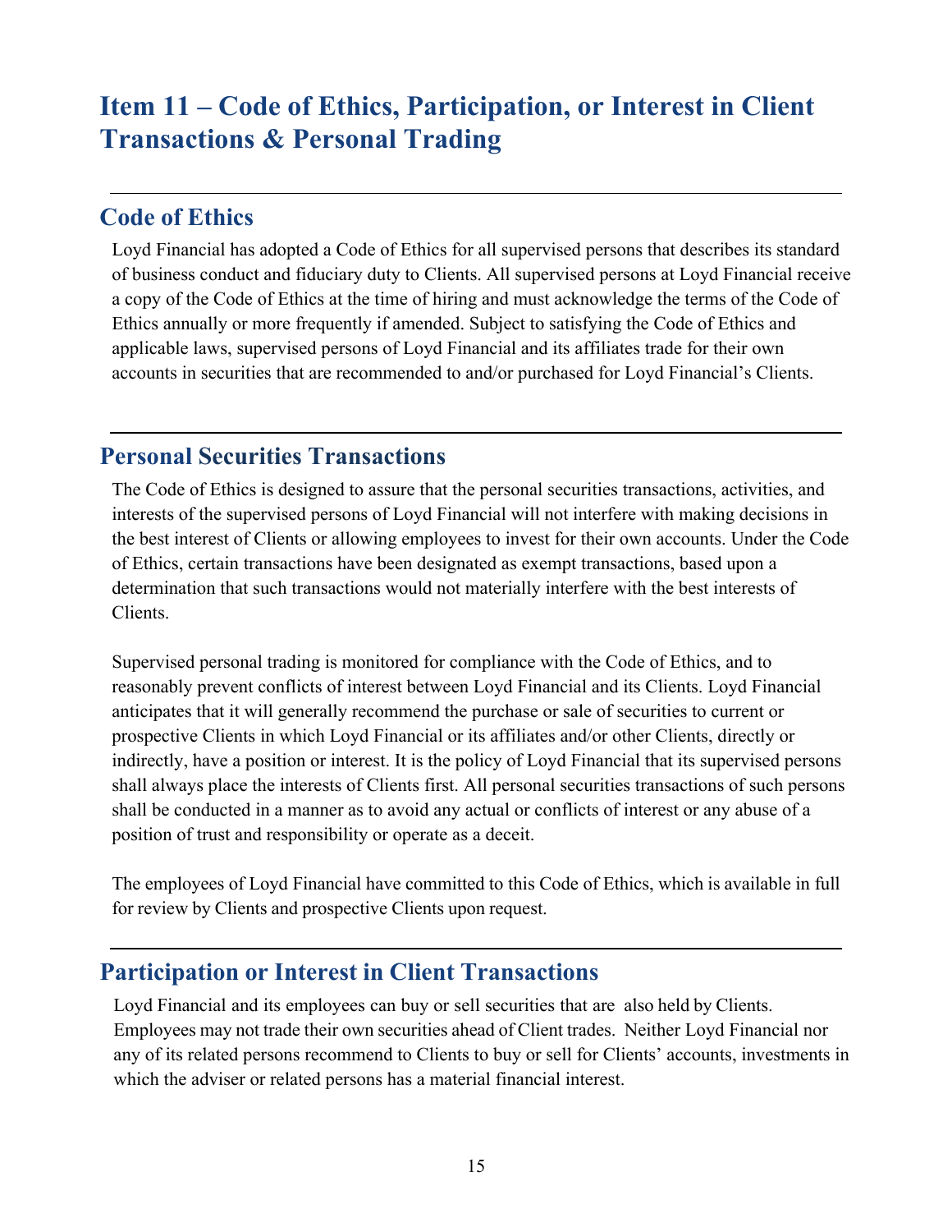# Item 11 – Code of Ethics, Participation, or Interest in Client Transactions & Personal Trading

## Code of Ethics

Loyd Financial has adopted a Code of Ethics for all supervised persons that describes its standard of business conduct and fiduciary duty to Clients. All supervised persons at Loyd Financial receive a copy of the Code of Ethics at the time of hiring and must acknowledge the terms of the Code of Ethics annually or more frequently if amended. Subject to satisfying the Code of Ethics and applicable laws, supervised persons of Loyd Financial and its affiliates trade for their own accounts in securities that are recommended to and/or purchased for Loyd Financial's Clients.

## Personal Securities Transactions

The Code of Ethics is designed to assure that the personal securities transactions, activities, and interests of the supervised persons of Loyd Financial will not interfere with making decisions in the best interest of Clients or allowing employees to invest for their own accounts. Under the Code of Ethics, certain transactions have been designated as exempt transactions, based upon a determination that such transactions would not materially interfere with the best interests of Clients.

Supervised personal trading is monitored for compliance with the Code of Ethics, and to reasonably prevent conflicts of interest between Loyd Financial and its Clients. Loyd Financial anticipates that it will generally recommend the purchase or sale of securities to current or prospective Clients in which Loyd Financial or its affiliates and/or other Clients, directly or indirectly, have a position or interest. It is the policy of Loyd Financial that its supervised persons shall always place the interests of Clients first. All personal securities transactions of such persons shall be conducted in a manner as to avoid any actual or conflicts of interest or any abuse of a position of trust and responsibility or operate as a deceit.

The employees of Loyd Financial have committed to this Code of Ethics, which is available in full for review by Clients and prospective Clients upon request.

## Participation or Interest in Client Transactions

Loyd Financial and its employees can buy or sell securities that are also held by Clients. Employees may not trade their own securities ahead of Client trades. Neither Loyd Financial nor any of its related persons recommend to Clients to buy or sell for Clients' accounts, investments in which the adviser or related persons has a material financial interest.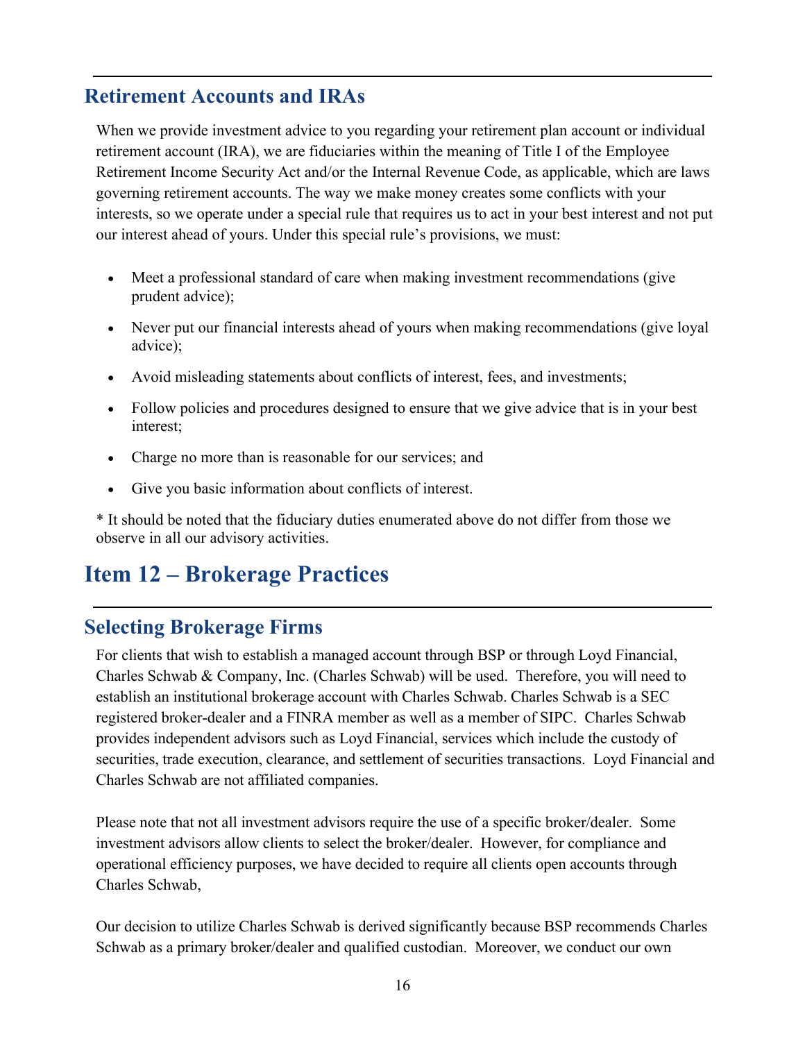## Retirement Accounts and IRAs

When we provide investment advice to you regarding your retirement plan account or individual retirement account (IRA), we are fiduciaries within the meaning of Title I of the Employee Retirement Income Security Act and/or the Internal Revenue Code, as applicable, which are laws governing retirement accounts. The way we make money creates some conflicts with your interests, so we operate under a special rule that requires us to act in your best interest and not put our interest ahead of yours. Under this special rule's provisions, we must:

- Meet a professional standard of care when making investment recommendations (give prudent advice);
- Never put our financial interests ahead of yours when making recommendations (give loyal advice);
- Avoid misleading statements about conflicts of interest, fees, and investments;
- Follow policies and procedures designed to ensure that we give advice that is in your best interest;
- Charge no more than is reasonable for our services; and
- Give you basic information about conflicts of interest.

* It should be noted that the fiduciary duties enumerated above do not differ from those we observe in all our advisory activities.

# Item 12 – Brokerage Practices

## Selecting Brokerage Firms

For clients that wish to establish a managed account through BSP or through Loyd Financial, Charles Schwab & Company, Inc. (Charles Schwab) will be used. Therefore, you will need to establish an institutional brokerage account with Charles Schwab. Charles Schwab is a SEC registered broker-dealer and a FINRA member as well as a member of SIPC. Charles Schwab provides independent advisors such as Loyd Financial, services which include the custody of securities, trade execution, clearance, and settlement of securities transactions. Loyd Financial and Charles Schwab are not affiliated companies.

Please note that not all investment advisors require the use of a specific broker/dealer. Some investment advisors allow clients to select the broker/dealer. However, for compliance and operational efficiency purposes, we have decided to require all clients open accounts through Charles Schwab,

Our decision to utilize Charles Schwab is derived significantly because BSP recommends Charles Schwab as a primary broker/dealer and qualified custodian. Moreover, we conduct our own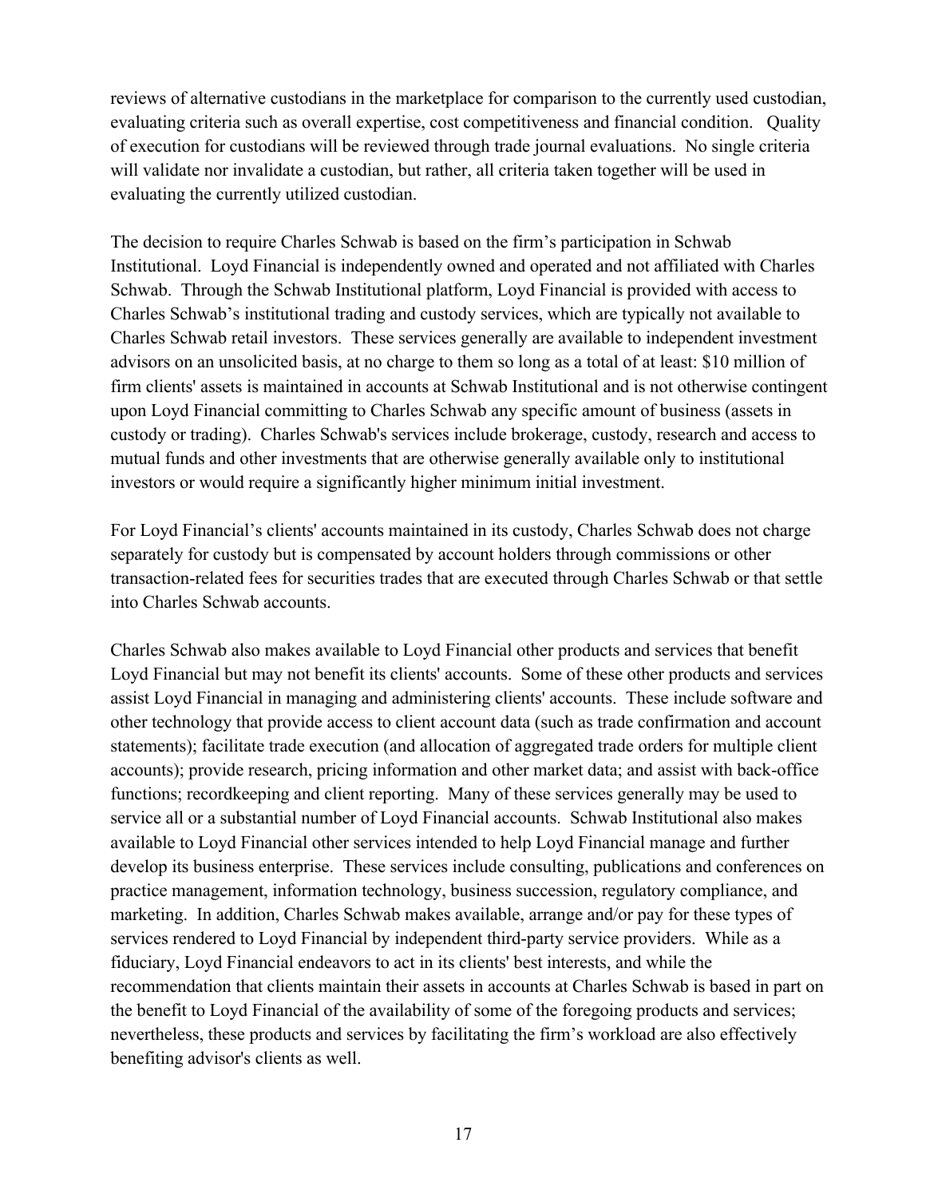reviews of alternative custodians in the marketplace for comparison to the currently used custodian, evaluating criteria such as overall expertise, cost competitiveness and financial condition. Quality of execution for custodians will be reviewed through trade journal evaluations. No single criteria will validate nor invalidate a custodian, but rather, all criteria taken together will be used in evaluating the currently utilized custodian.

The decision to require Charles Schwab is based on the firm's participation in Schwab Institutional. Loyd Financial is independently owned and operated and not affiliated with Charles Schwab. Through the Schwab Institutional platform, Loyd Financial is provided with access to Charles Schwab's institutional trading and custody services, which are typically not available to Charles Schwab retail investors. These services generally are available to independent investment advisors on an unsolicited basis, at no charge to them so long as a total of at least: $10 million of firm clients' assets is maintained in accounts at Schwab Institutional and is not otherwise contingent upon Loyd Financial committing to Charles Schwab any specific amount of business (assets in custody or trading). Charles Schwab's services include brokerage, custody, research and access to mutual funds and other investments that are otherwise generally available only to institutional investors or would require a significantly higher minimum initial investment.

For Loyd Financial's clients' accounts maintained in its custody, Charles Schwab does not charge separately for custody but is compensated by account holders through commissions or other transaction-related fees for securities trades that are executed through Charles Schwab or that settle into Charles Schwab accounts.

Charles Schwab also makes available to Loyd Financial other products and services that benefit Loyd Financial but may not benefit its clients' accounts. Some of these other products and services assist Loyd Financial in managing and administering clients' accounts. These include software and other technology that provide access to client account data (such as trade confirmation and account statements); facilitate trade execution (and allocation of aggregated trade orders for multiple client accounts); provide research, pricing information and other market data; and assist with back-office functions; recordkeeping and client reporting. Many of these services generally may be used to service all or a substantial number of Loyd Financial accounts. Schwab Institutional also makes available to Loyd Financial other services intended to help Loyd Financial manage and further develop its business enterprise. These services include consulting, publications and conferences on practice management, information technology, business succession, regulatory compliance, and marketing. In addition, Charles Schwab makes available, arrange and/or pay for these types of services rendered to Loyd Financial by independent third-party service providers. While as a fiduciary, Loyd Financial endeavors to act in its clients' best interests, and while the recommendation that clients maintain their assets in accounts at Charles Schwab is based in part on the benefit to Loyd Financial of the availability of some of the foregoing products and services; nevertheless, these products and services by facilitating the firm's workload are also effectively benefiting advisor's clients as well.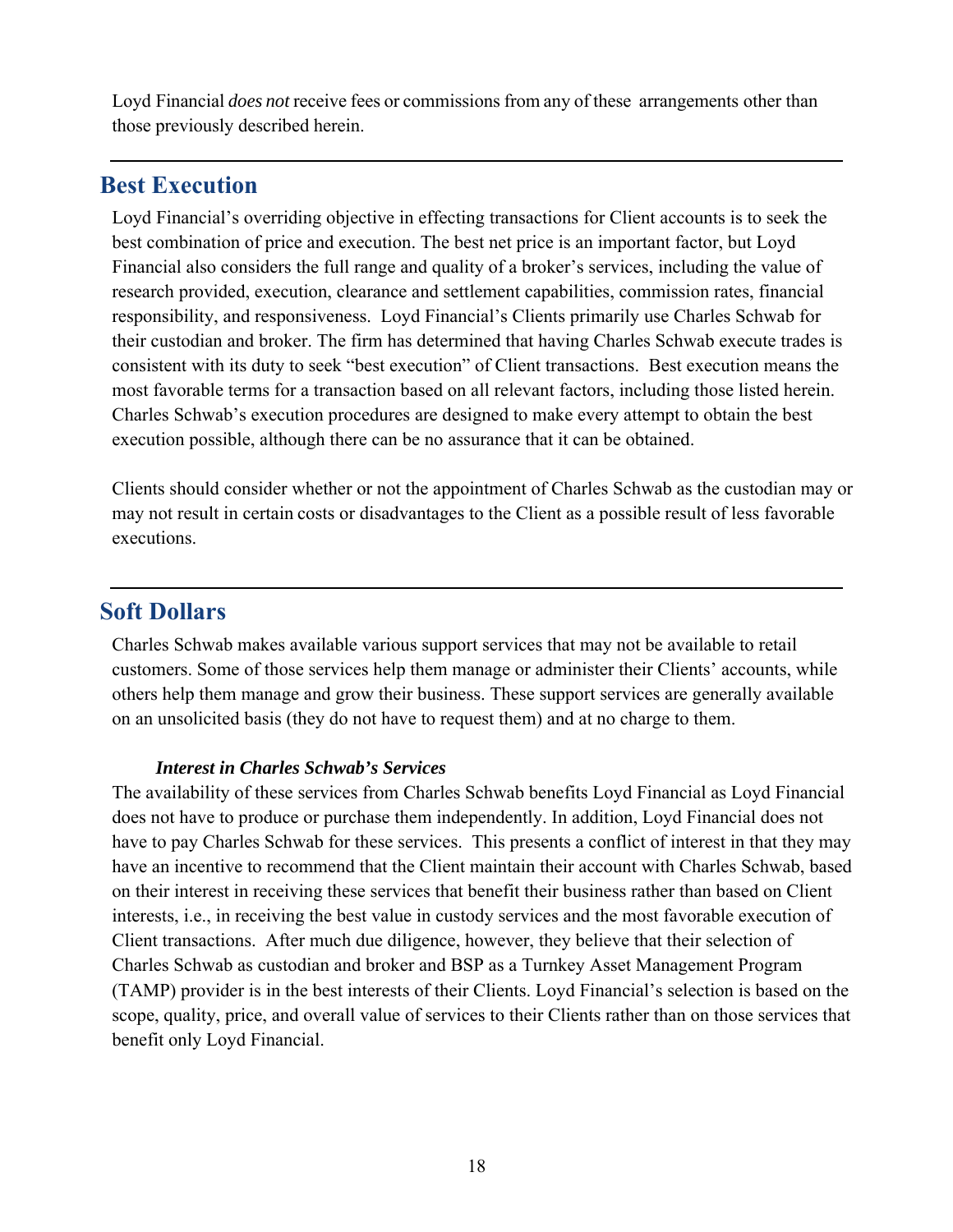Loyd Financial *does not* receive fees or commissions from any of these arrangements other than those previously described herein.

---

## Best Execution

Loyd Financial's overriding objective in effecting transactions for Client accounts is to seek the best combination of price and execution. The best net price is an important factor, but Loyd Financial also considers the full range and quality of a broker's services, including the value of research provided, execution, clearance and settlement capabilities, commission rates, financial responsibility, and responsiveness. Loyd Financial's Clients primarily use Charles Schwab for their custodian and broker. The firm has determined that having Charles Schwab execute trades is consistent with its duty to seek "best execution" of Client transactions. Best execution means the most favorable terms for a transaction based on all relevant factors, including those listed herein. Charles Schwab's execution procedures are designed to make every attempt to obtain the best execution possible, although there can be no assurance that it can be obtained.

Clients should consider whether or not the appointment of Charles Schwab as the custodian may or may not result in certain costs or disadvantages to the Client as a possible result of less favorable executions.

---

## Soft Dollars

Charles Schwab makes available various support services that may not be available to retail customers. Some of those services help them manage or administer their Clients' accounts, while others help them manage and grow their business. These support services are generally available on an unsolicited basis (they do not have to request them) and at no charge to them.

***Interest in Charles Schwab's Services***

The availability of these services from Charles Schwab benefits Loyd Financial as Loyd Financial does not have to produce or purchase them independently. In addition, Loyd Financial does not have to pay Charles Schwab for these services. This presents a conflict of interest in that they may have an incentive to recommend that the Client maintain their account with Charles Schwab, based on their interest in receiving these services that benefit their business rather than based on Client interests, i.e., in receiving the best value in custody services and the most favorable execution of Client transactions. After much due diligence, however, they believe that their selection of Charles Schwab as custodian and broker and BSP as a Turnkey Asset Management Program (TAMP) provider is in the best interests of their Clients. Loyd Financial's selection is based on the scope, quality, price, and overall value of services to their Clients rather than on those services that benefit only Loyd Financial.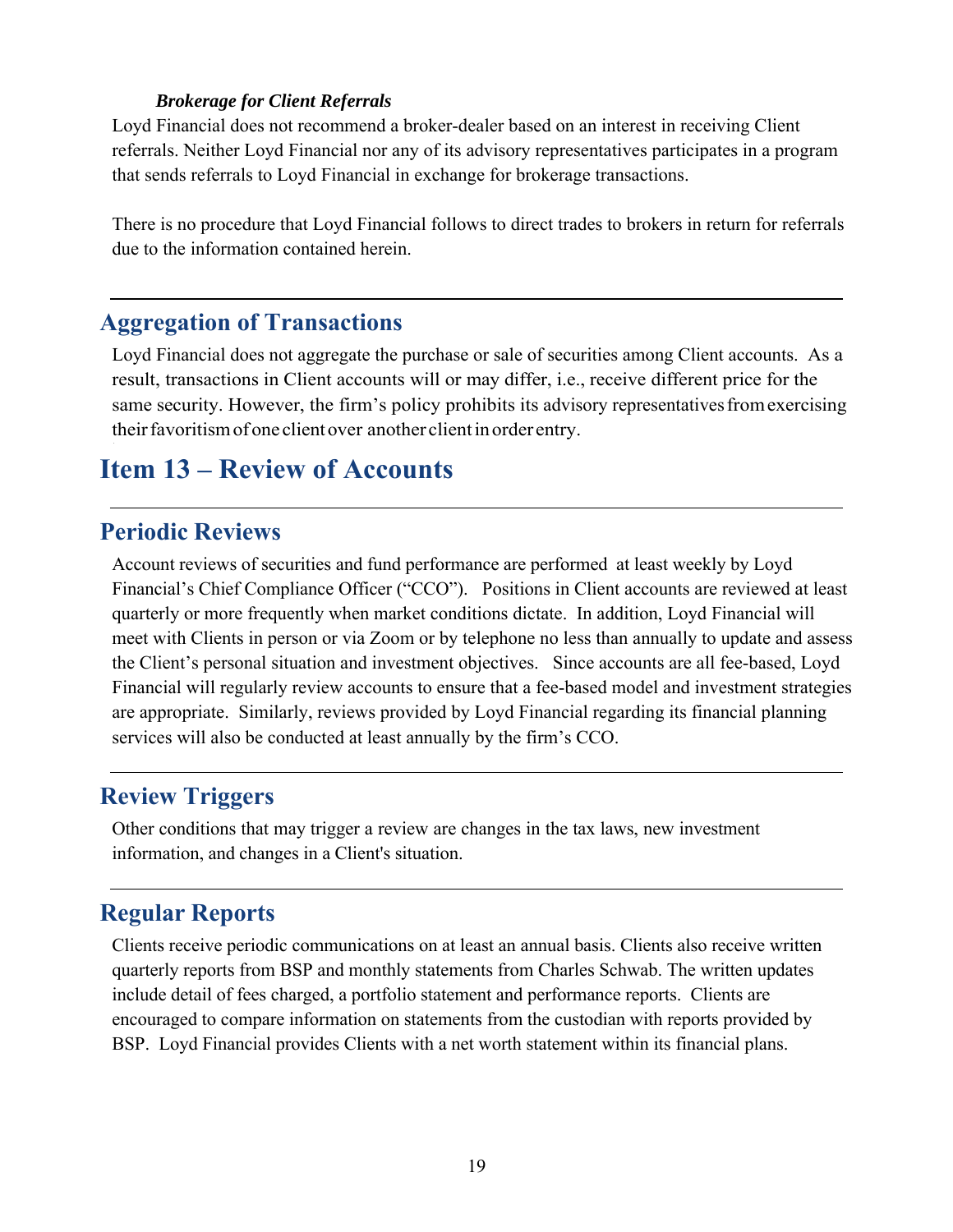### *Brokerage for Client Referrals*

Loyd Financial does not recommend a broker-dealer based on an interest in receiving Client referrals. Neither Loyd Financial nor any of its advisory representatives participates in a program that sends referrals to Loyd Financial in exchange for brokerage transactions.

There is no procedure that Loyd Financial follows to direct trades to brokers in return for referrals due to the information contained herein.

## Aggregation of Transactions

Loyd Financial does not aggregate the purchase or sale of securities among Client accounts. As a result, transactions in Client accounts will or may differ, i.e., receive different price for the same security. However, the firm's policy prohibits its advisory representatives from exercising their favoritism of one client over another client in order entry.

# Item 13 – Review of Accounts

## Periodic Reviews

Account reviews of securities and fund performance are performed at least weekly by Loyd Financial's Chief Compliance Officer ("CCO"). Positions in Client accounts are reviewed at least quarterly or more frequently when market conditions dictate. In addition, Loyd Financial will meet with Clients in person or via Zoom or by telephone no less than annually to update and assess the Client's personal situation and investment objectives. Since accounts are all fee-based, Loyd Financial will regularly review accounts to ensure that a fee-based model and investment strategies are appropriate. Similarly, reviews provided by Loyd Financial regarding its financial planning services will also be conducted at least annually by the firm's CCO.

## Review Triggers

Other conditions that may trigger a review are changes in the tax laws, new investment information, and changes in a Client's situation.

## Regular Reports

Clients receive periodic communications on at least an annual basis. Clients also receive written quarterly reports from BSP and monthly statements from Charles Schwab. The written updates include detail of fees charged, a portfolio statement and performance reports. Clients are encouraged to compare information on statements from the custodian with reports provided by BSP. Loyd Financial provides Clients with a net worth statement within its financial plans.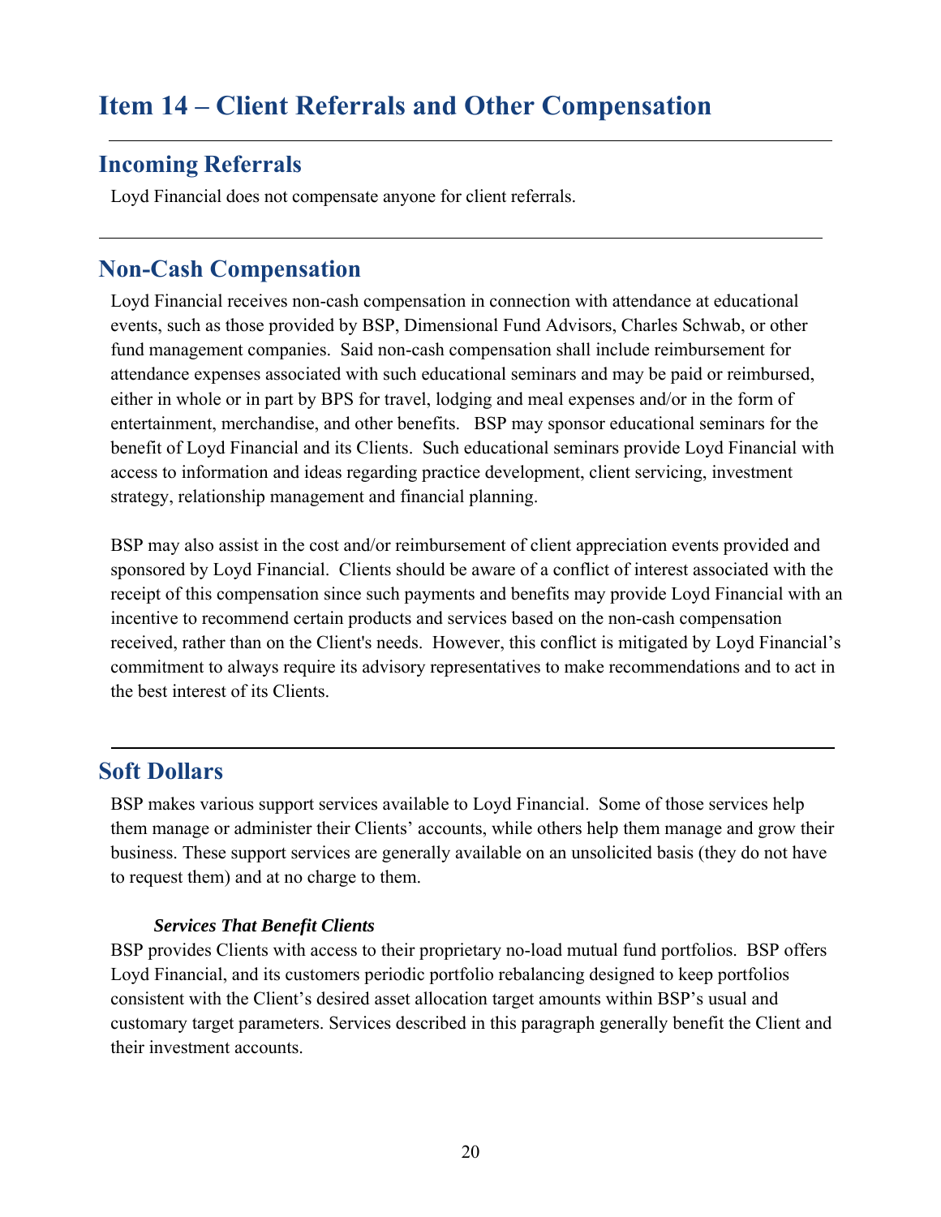# Item 14 – Client Referrals and Other Compensation

## Incoming Referrals

Loyd Financial does not compensate anyone for client referrals.

## Non-Cash Compensation

Loyd Financial receives non-cash compensation in connection with attendance at educational events, such as those provided by BSP, Dimensional Fund Advisors, Charles Schwab, or other fund management companies. Said non-cash compensation shall include reimbursement for attendance expenses associated with such educational seminars and may be paid or reimbursed, either in whole or in part by BPS for travel, lodging and meal expenses and/or in the form of entertainment, merchandise, and other benefits. BSP may sponsor educational seminars for the benefit of Loyd Financial and its Clients. Such educational seminars provide Loyd Financial with access to information and ideas regarding practice development, client servicing, investment strategy, relationship management and financial planning.

BSP may also assist in the cost and/or reimbursement of client appreciation events provided and sponsored by Loyd Financial. Clients should be aware of a conflict of interest associated with the receipt of this compensation since such payments and benefits may provide Loyd Financial with an incentive to recommend certain products and services based on the non-cash compensation received, rather than on the Client's needs. However, this conflict is mitigated by Loyd Financial's commitment to always require its advisory representatives to make recommendations and to act in the best interest of its Clients.

## Soft Dollars

BSP makes various support services available to Loyd Financial. Some of those services help them manage or administer their Clients' accounts, while others help them manage and grow their business. These support services are generally available on an unsolicited basis (they do not have to request them) and at no charge to them.

***Services That Benefit Clients***

BSP provides Clients with access to their proprietary no-load mutual fund portfolios. BSP offers Loyd Financial, and its customers periodic portfolio rebalancing designed to keep portfolios consistent with the Client's desired asset allocation target amounts within BSP's usual and customary target parameters. Services described in this paragraph generally benefit the Client and their investment accounts.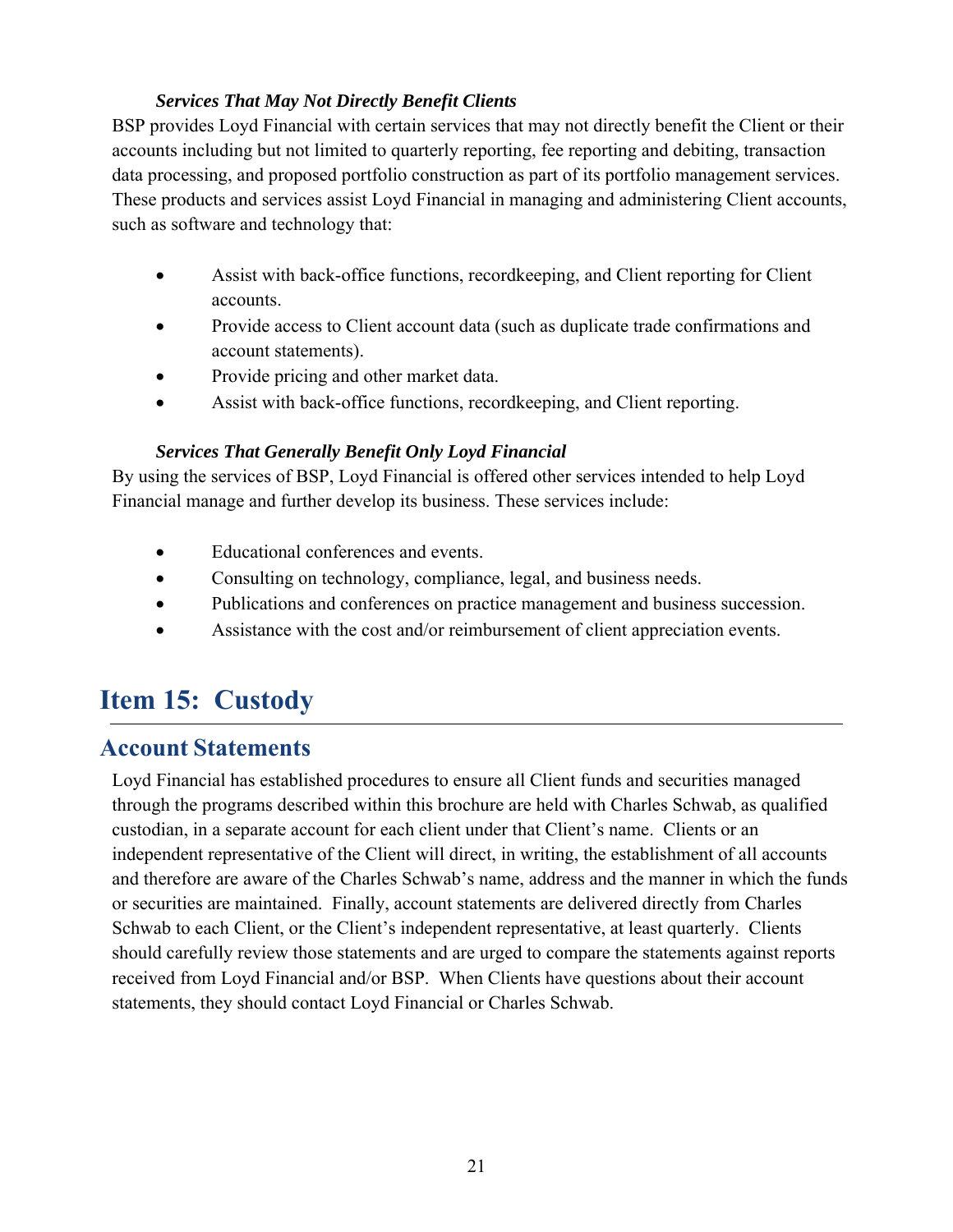***Services That May Not Directly Benefit Clients***

BSP provides Loyd Financial with certain services that may not directly benefit the Client or their accounts including but not limited to quarterly reporting, fee reporting and debiting, transaction data processing, and proposed portfolio construction as part of its portfolio management services. These products and services assist Loyd Financial in managing and administering Client accounts, such as software and technology that:

- Assist with back-office functions, recordkeeping, and Client reporting for Client accounts.
- Provide access to Client account data (such as duplicate trade confirmations and account statements).
- Provide pricing and other market data.
- Assist with back-office functions, recordkeeping, and Client reporting.

***Services That Generally Benefit Only Loyd Financial***

By using the services of BSP, Loyd Financial is offered other services intended to help Loyd Financial manage and further develop its business. These services include:

- Educational conferences and events.
- Consulting on technology, compliance, legal, and business needs.
- Publications and conferences on practice management and business succession.
- Assistance with the cost and/or reimbursement of client appreciation events.

# Item 15: Custody

## Account Statements

Loyd Financial has established procedures to ensure all Client funds and securities managed through the programs described within this brochure are held with Charles Schwab, as qualified custodian, in a separate account for each client under that Client's name. Clients or an independent representative of the Client will direct, in writing, the establishment of all accounts and therefore are aware of the Charles Schwab's name, address and the manner in which the funds or securities are maintained. Finally, account statements are delivered directly from Charles Schwab to each Client, or the Client's independent representative, at least quarterly. Clients should carefully review those statements and are urged to compare the statements against reports received from Loyd Financial and/or BSP. When Clients have questions about their account statements, they should contact Loyd Financial or Charles Schwab.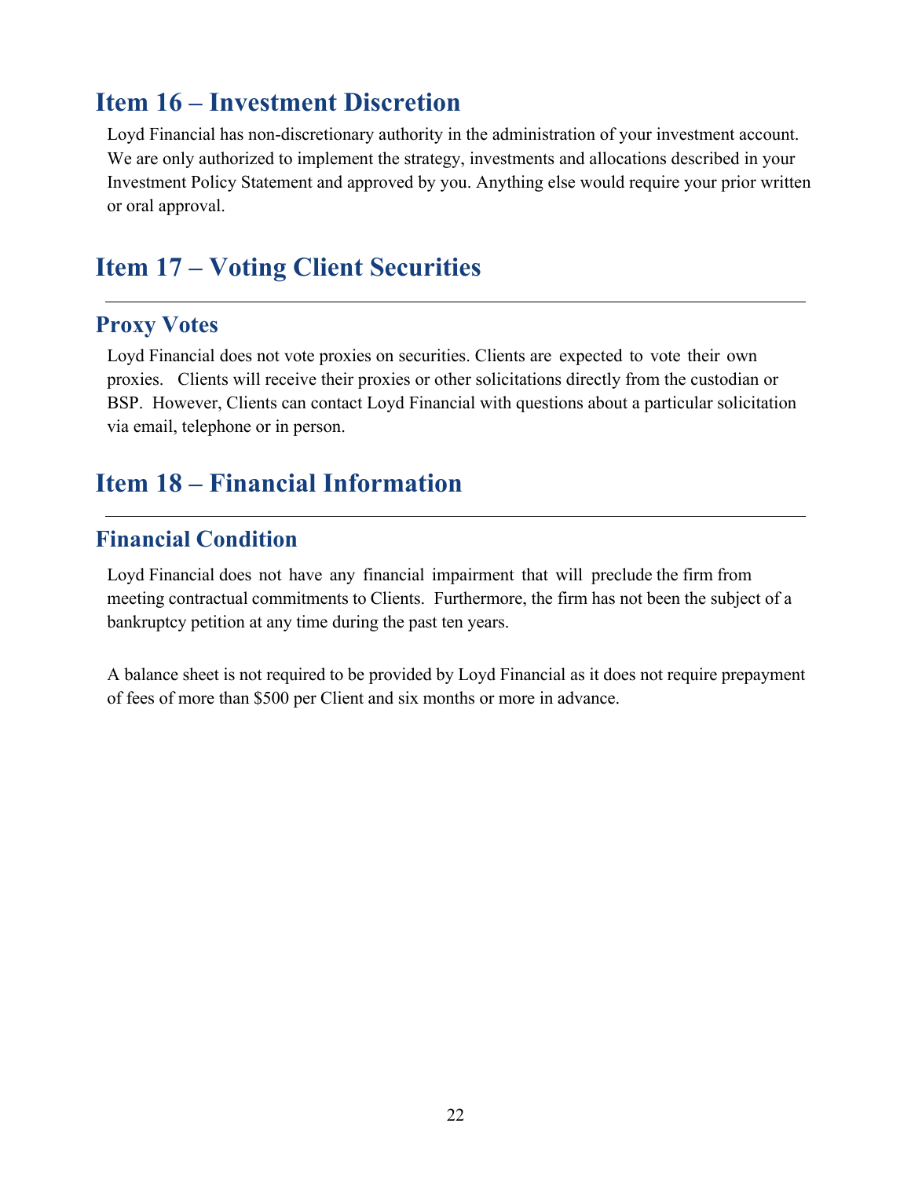## Item 16 – Investment Discretion

Loyd Financial has non-discretionary authority in the administration of your investment account. We are only authorized to implement the strategy, investments and allocations described in your Investment Policy Statement and approved by you. Anything else would require your prior written or oral approval.

## Item 17 – Voting Client Securities

### Proxy Votes

Loyd Financial does not vote proxies on securities. Clients are expected to vote their own proxies. Clients will receive their proxies or other solicitations directly from the custodian or BSP. However, Clients can contact Loyd Financial with questions about a particular solicitation via email, telephone or in person.

## Item 18 – Financial Information

### Financial Condition

Loyd Financial does not have any financial impairment that will preclude the firm from meeting contractual commitments to Clients. Furthermore, the firm has not been the subject of a bankruptcy petition at any time during the past ten years.

A balance sheet is not required to be provided by Loyd Financial as it does not require prepayment of fees of more than $500 per Client and six months or more in advance.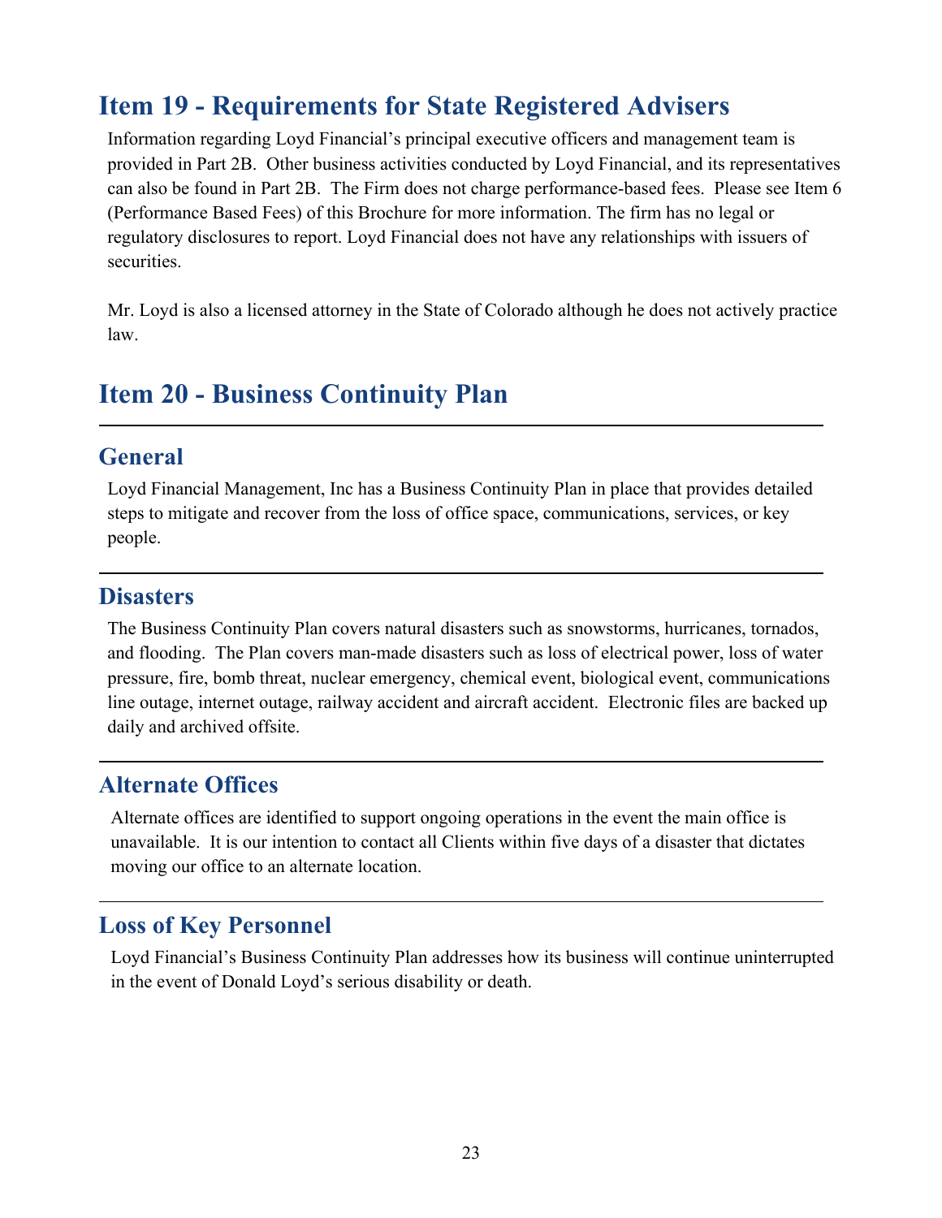## Item 19 - Requirements for State Registered Advisers

Information regarding Loyd Financial's principal executive officers and management team is provided in Part 2B. Other business activities conducted by Loyd Financial, and its representatives can also be found in Part 2B. The Firm does not charge performance-based fees. Please see Item 6 (Performance Based Fees) of this Brochure for more information. The firm has no legal or regulatory disclosures to report. Loyd Financial does not have any relationships with issuers of securities.

Mr. Loyd is also a licensed attorney in the State of Colorado although he does not actively practice law.

## Item 20 - Business Continuity Plan

### General

Loyd Financial Management, Inc has a Business Continuity Plan in place that provides detailed steps to mitigate and recover from the loss of office space, communications, services, or key people.

### Disasters

The Business Continuity Plan covers natural disasters such as snowstorms, hurricanes, tornados, and flooding. The Plan covers man-made disasters such as loss of electrical power, loss of water pressure, fire, bomb threat, nuclear emergency, chemical event, biological event, communications line outage, internet outage, railway accident and aircraft accident. Electronic files are backed up daily and archived offsite.

### Alternate Offices

Alternate offices are identified to support ongoing operations in the event the main office is unavailable. It is our intention to contact all Clients within five days of a disaster that dictates moving our office to an alternate location.

### Loss of Key Personnel

Loyd Financial's Business Continuity Plan addresses how its business will continue uninterrupted in the event of Donald Loyd's serious disability or death.